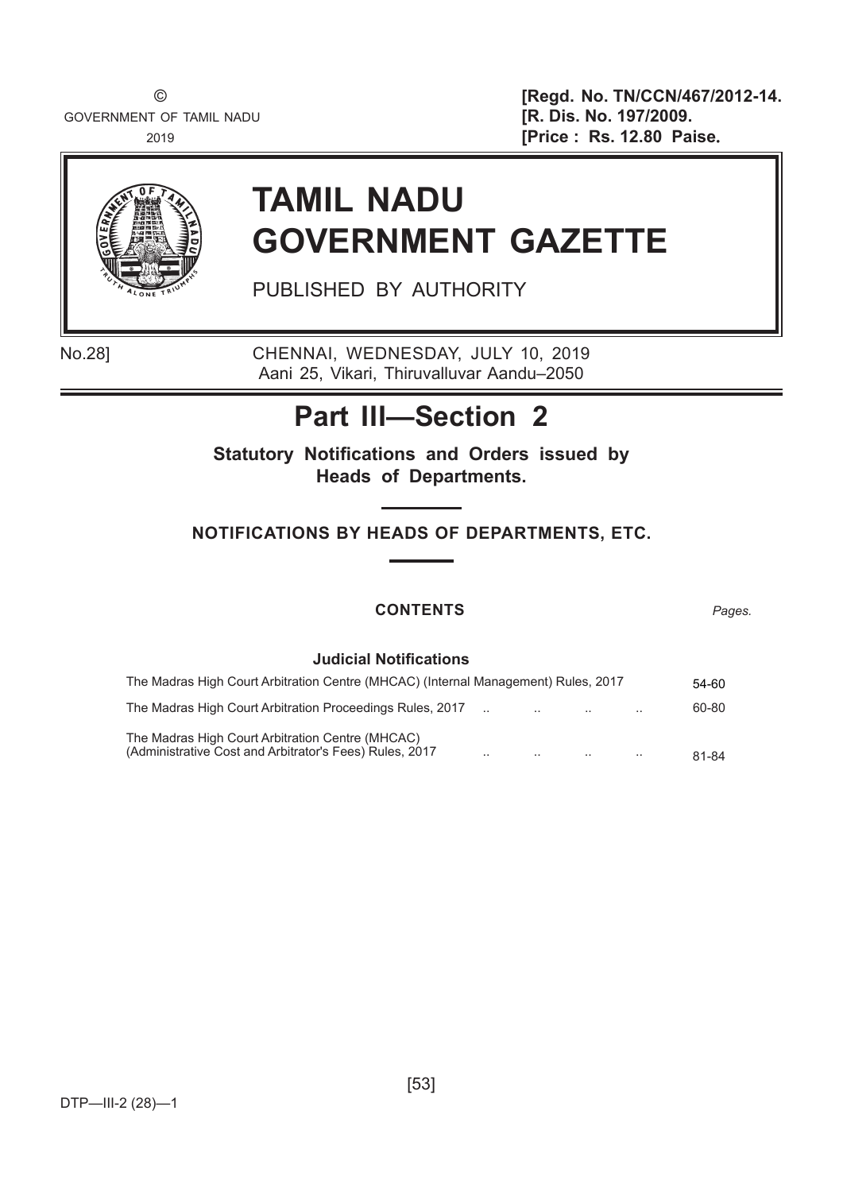© GOVERNMENT OF TAMIL NADU 2019

**[Regd. No. TN/CCN/467/2012-14.**
**[R. Dis. No. 197/2009.**
**[Price : Rs. 12.80 Paise.**

# TAMIL NADU GOVERNMENT GAZETTE

PUBLISHED BY AUTHORITY

No.28] CHENNAI, WEDNESDAY, JULY 10, 2019
Aani 25, Vikari, Thiruvalluvar Aandu–2050

# Part III—Section 2

**Statutory Notifications and Orders issued by Heads of Departments.**

## NOTIFICATIONS BY HEADS OF DEPARTMENTS, ETC.

**CONTENTS** *Pages.*

**Judicial Notifications**

| | Pages |
|---|---|
| The Madras High Court Arbitration Centre (MHCAC) (Internal Management) Rules, 2017 | 54-60 |
| The Madras High Court Arbitration Proceedings Rules, 2017 .. .. .. .. | 60-80 |
| The Madras High Court Arbitration Centre (MHCAC) (Administrative Cost and Arbitrator's Fees) Rules, 2017 .. .. .. .. | 81-84 |

DTP—III-2 (28)—1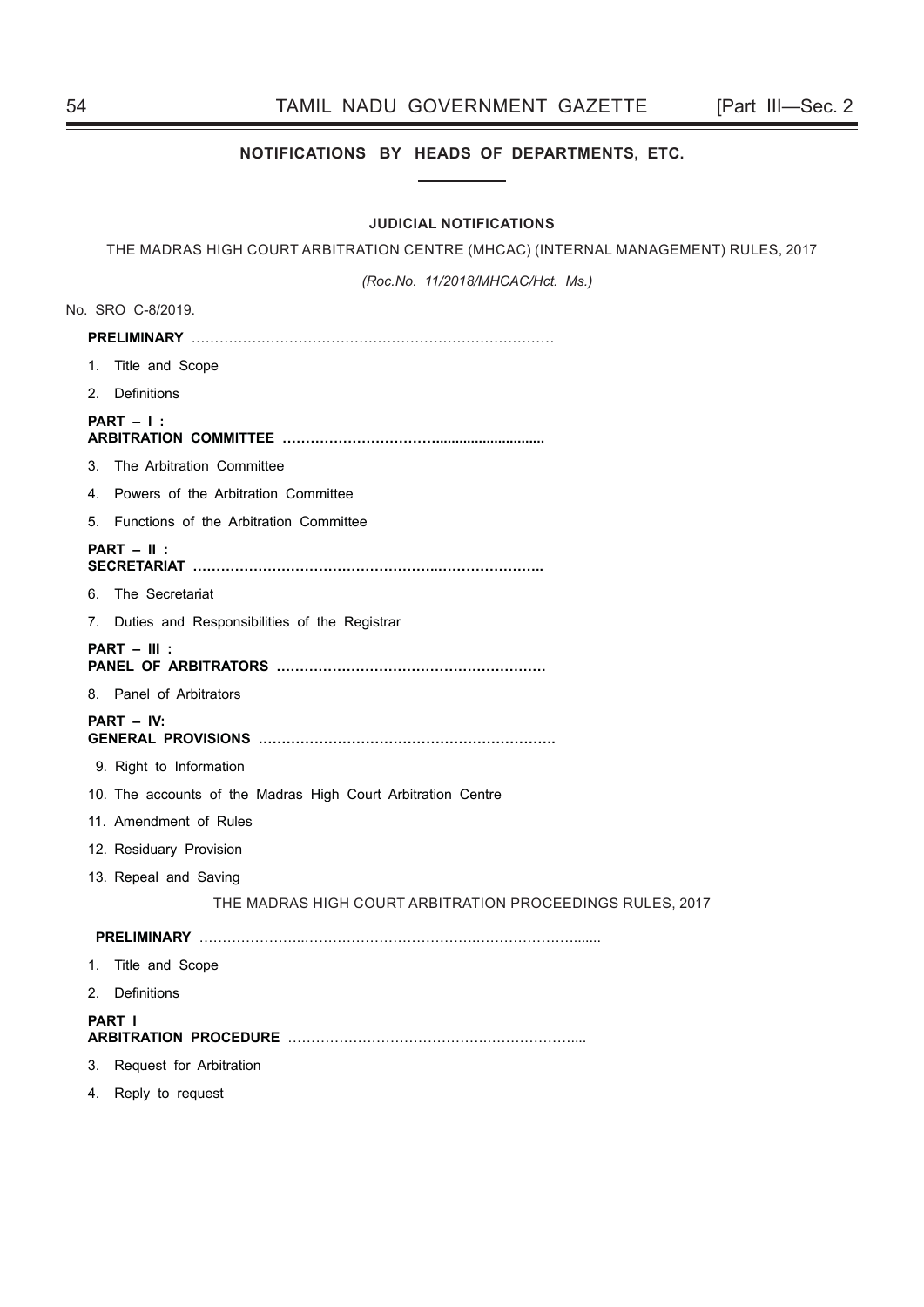## NOTIFICATIONS BY HEADS OF DEPARTMENTS, ETC.

### JUDICIAL NOTIFICATIONS

THE MADRAS HIGH COURT ARBITRATION CENTRE (MHCAC) (INTERNAL MANAGEMENT) RULES, 2017

*(Roc.No. 11/2018/MHCAC/Hct. Ms.)*

No. SRO C-8/2019.

**PRELIMINARY** …………………………………………………………………

1. Title and Scope
2. Definitions

**PART – I :**
**ARBITRATION COMMITTEE …………………………….........................**

3. The Arbitration Committee
4. Powers of the Arbitration Committee
5. Functions of the Arbitration Committee

**PART – II :**
**SECRETARIAT ………………………………………………..…………………..**

6. The Secretariat
7. Duties and Responsibilities of the Registrar

**PART – III :**
**PANEL OF ARBITRATORS ………………………………………………….**

8. Panel of Arbitrators

**PART – IV:**
**GENERAL PROVISIONS ……………………………………………………….**

9. Right to Information
10. The accounts of the Madras High Court Arbitration Centre
11. Amendment of Rules
12. Residuary Provision
13. Repeal and Saving

THE MADRAS HIGH COURT ARBITRATION PROCEEDINGS RULES, 2017

**PRELIMINARY** …………………..…………………………….…………………......

1. Title and Scope
2. Definitions

**PART I**
**ARBITRATION PROCEDURE** ……………………………………….……………....

3. Request for Arbitration
4. Reply to request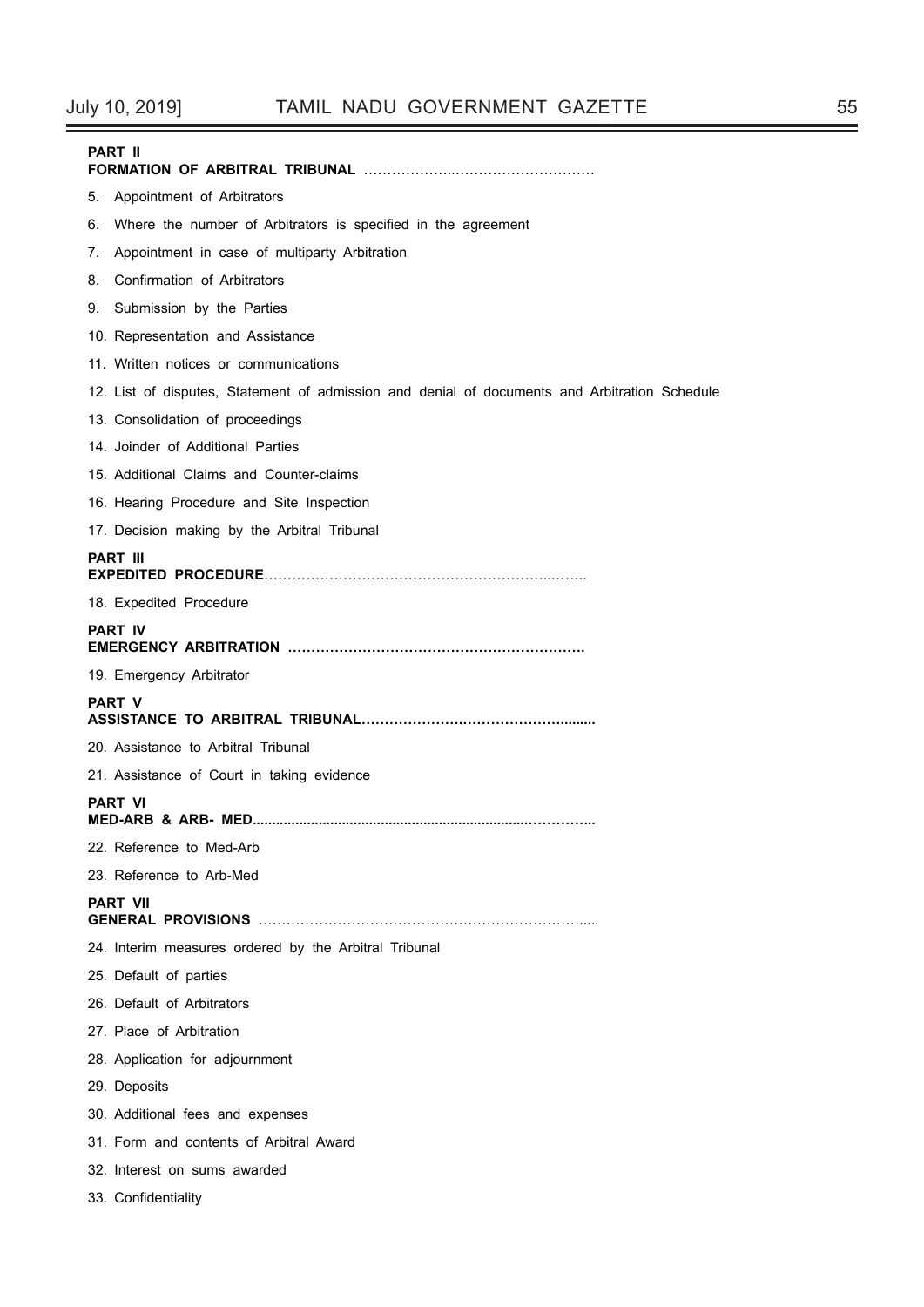**PART II**
**FORMATION OF ARBITRAL TRIBUNAL** ………………..…………………………

5. Appointment of Arbitrators
6. Where the number of Arbitrators is specified in the agreement
7. Appointment in case of multiparty Arbitration
8. Confirmation of Arbitrators
9. Submission by the Parties
10. Representation and Assistance
11. Written notices or communications
12. List of disputes, Statement of admission and denial of documents and Arbitration Schedule
13. Consolidation of proceedings
14. Joinder of Additional Parties
15. Additional Claims and Counter-claims
16. Hearing Procedure and Site Inspection
17. Decision making by the Arbitral Tribunal

**PART III**
**EXPEDITED PROCEDURE**……………………………………………………..……..

18. Expedited Procedure

**PART IV**
**EMERGENCY ARBITRATION ……………………………………………………….**

19. Emergency Arbitrator

**PART V**
**ASSISTANCE TO ARBITRAL TRIBUNAL……………………………………….........**

20. Assistance to Arbitral Tribunal
21. Assistance of Court in taking evidence

**PART VI**
**MED-ARB & ARB- MED..................................................................…………..**

22. Reference to Med-Arb
23. Reference to Arb-Med

**PART VII**
**GENERAL PROVISIONS** ……………………………………………………………....

24. Interim measures ordered by the Arbitral Tribunal
25. Default of parties
26. Default of Arbitrators
27. Place of Arbitration
28. Application for adjournment
29. Deposits
30. Additional fees and expenses
31. Form and contents of Arbitral Award
32. Interest on sums awarded
33. Confidentiality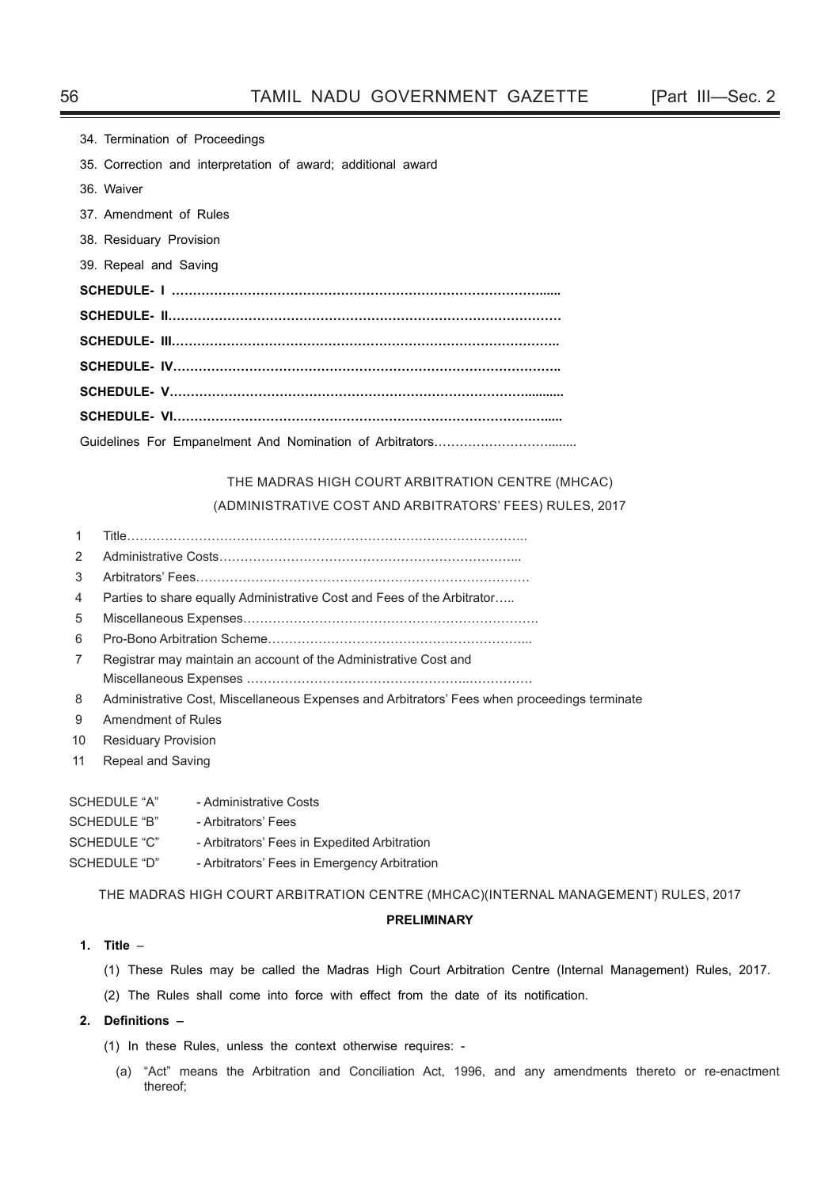34. Termination of Proceedings

35. Correction and interpretation of award; additional award

36. Waiver

37. Amendment of Rules

38. Residuary Provision

39. Repeal and Saving

**SCHEDULE- I ……………………………………………………………………………......**

**SCHEDULE- II………………………………………………………………………………**

**SCHEDULE- III……………………………………………………………………………..**

**SCHEDULE- IV……………………………………………………………………………..**

**SCHEDULE- V……………………………………………………………………….........**

**SCHEDULE- VI…………………………………………………………………….……....**

Guidelines For Empanelment And Nomination of Arbitrators…………………………........

THE MADRAS HIGH COURT ARBITRATION CENTRE (MHCAC)

(ADMINISTRATIVE COST AND ARBITRATORS' FEES) RULES, 2017

1 Title………………………………………………………………………………..

2 Administrative Costs………………………………………………………………...

3 Arbitrators' Fees………………………………………………………………………

4 Parties to share equally Administrative Cost and Fees of the Arbitrator…..

5 Miscellaneous Expenses…………………………………………………………….

6 Pro-Bono Arbitration Scheme……………………………………………………...

7 Registrar may maintain an account of the Administrative Cost and Miscellaneous Expenses …………………………………………..……………

8 Administrative Cost, Miscellaneous Expenses and Arbitrators' Fees when proceedings terminate

9 Amendment of Rules

10 Residuary Provision

11 Repeal and Saving

SCHEDULE "A" - Administrative Costs

SCHEDULE "B" - Arbitrators' Fees

SCHEDULE "C" - Arbitrators' Fees in Expedited Arbitration

SCHEDULE "D" - Arbitrators' Fees in Emergency Arbitration

THE MADRAS HIGH COURT ARBITRATION CENTRE (MHCAC)(INTERNAL MANAGEMENT) RULES, 2017

**PRELIMINARY**

**1. Title** –

(1) These Rules may be called the Madras High Court Arbitration Centre (Internal Management) Rules, 2017.

(2) The Rules shall come into force with effect from the date of its notification.

**2. Definitions –**

(1) In these Rules, unless the context otherwise requires: -

(a) "Act" means the Arbitration and Conciliation Act, 1996, and any amendments thereto or re-enactment thereof;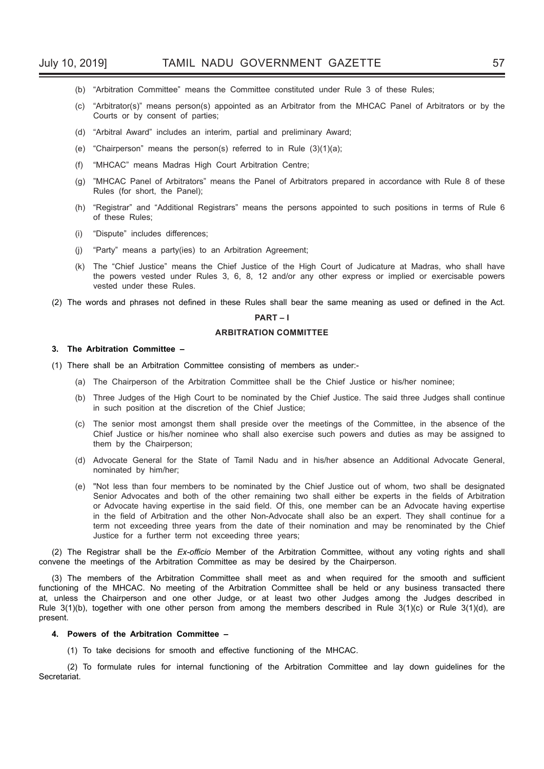(b) "Arbitration Committee" means the Committee constituted under Rule 3 of these Rules;

(c) "Arbitrator(s)" means person(s) appointed as an Arbitrator from the MHCAC Panel of Arbitrators or by the Courts or by consent of parties;

(d) "Arbitral Award" includes an interim, partial and preliminary Award;

(e) "Chairperson" means the person(s) referred to in Rule (3)(1)(a);

(f) "MHCAC" means Madras High Court Arbitration Centre;

(g) "MHCAC Panel of Arbitrators" means the Panel of Arbitrators prepared in accordance with Rule 8 of these Rules (for short, the Panel);

(h) "Registrar" and "Additional Registrars" means the persons appointed to such positions in terms of Rule 6 of these Rules;

(i) "Dispute" includes differences;

(j) "Party" means a party(ies) to an Arbitration Agreement;

(k) The "Chief Justice" means the Chief Justice of the High Court of Judicature at Madras, who shall have the powers vested under Rules 3, 6, 8, 12 and/or any other express or implied or exercisable powers vested under these Rules.

(2) The words and phrases not defined in these Rules shall bear the same meaning as used or defined in the Act.

## PART – I

## ARBITRATION COMMITTEE

### 3. The Arbitration Committee –

(1) There shall be an Arbitration Committee consisting of members as under:-

(a) The Chairperson of the Arbitration Committee shall be the Chief Justice or his/her nominee;

(b) Three Judges of the High Court to be nominated by the Chief Justice. The said three Judges shall continue in such position at the discretion of the Chief Justice;

(c) The senior most amongst them shall preside over the meetings of the Committee, in the absence of the Chief Justice or his/her nominee who shall also exercise such powers and duties as may be assigned to them by the Chairperson;

(d) Advocate General for the State of Tamil Nadu and in his/her absence an Additional Advocate General, nominated by him/her;

(e) "Not less than four members to be nominated by the Chief Justice out of whom, two shall be designated Senior Advocates and both of the other remaining two shall either be experts in the fields of Arbitration or Advocate having expertise in the said field. Of this, one member can be an Advocate having expertise in the field of Arbitration and the other Non-Advocate shall also be an expert. They shall continue for a term not exceeding three years from the date of their nomination and may be renominated by the Chief Justice for a further term not exceeding three years;

(2) The Registrar shall be the *Ex-officio* Member of the Arbitration Committee, without any voting rights and shall convene the meetings of the Arbitration Committee as may be desired by the Chairperson.

(3) The members of the Arbitration Committee shall meet as and when required for the smooth and sufficient functioning of the MHCAC. No meeting of the Arbitration Committee shall be held or any business transacted there at, unless the Chairperson and one other Judge, or at least two other Judges among the Judges described in Rule 3(1)(b), together with one other person from among the members described in Rule 3(1)(c) or Rule 3(1)(d), are present.

### 4. Powers of the Arbitration Committee –

(1) To take decisions for smooth and effective functioning of the MHCAC.

(2) To formulate rules for internal functioning of the Arbitration Committee and lay down guidelines for the Secretariat.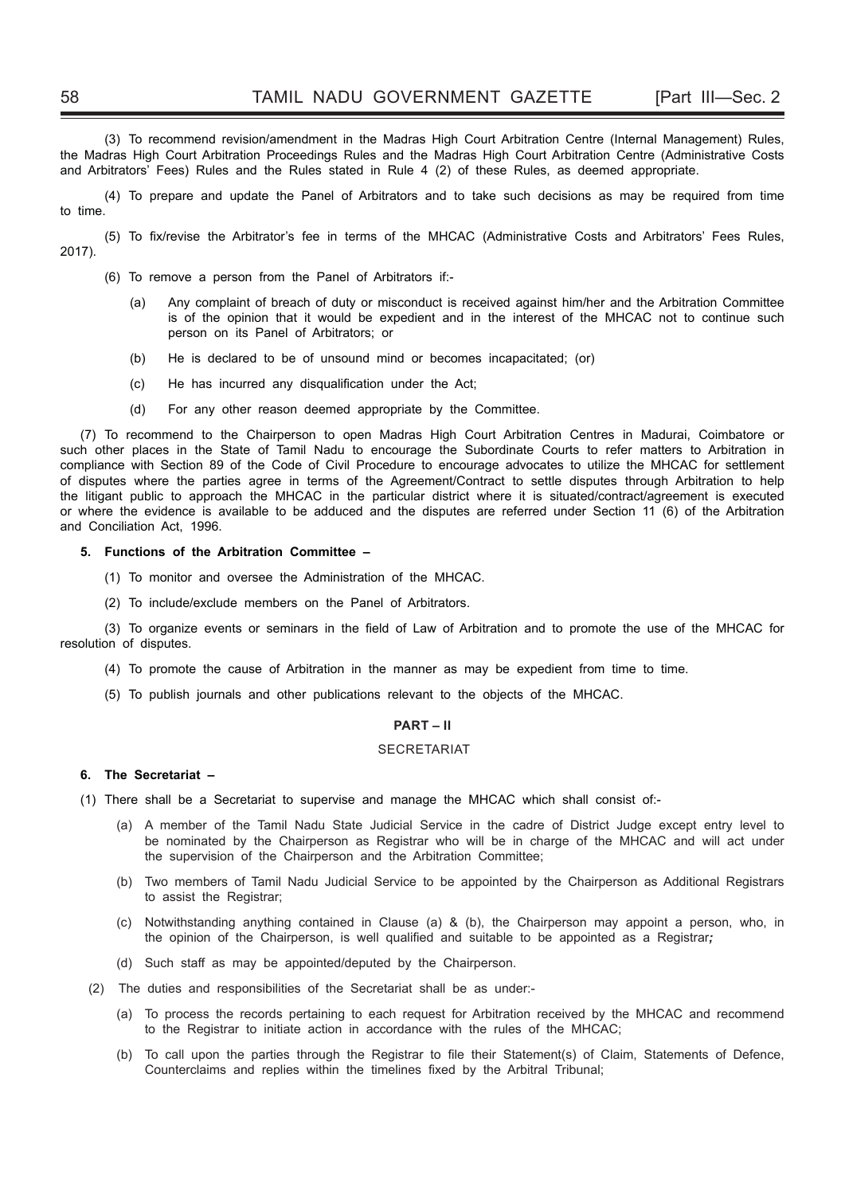(3) To recommend revision/amendment in the Madras High Court Arbitration Centre (Internal Management) Rules, the Madras High Court Arbitration Proceedings Rules and the Madras High Court Arbitration Centre (Administrative Costs and Arbitrators' Fees) Rules and the Rules stated in Rule 4 (2) of these Rules, as deemed appropriate.

(4) To prepare and update the Panel of Arbitrators and to take such decisions as may be required from time to time.

(5) To fix/revise the Arbitrator's fee in terms of the MHCAC (Administrative Costs and Arbitrators' Fees Rules, 2017).

(6) To remove a person from the Panel of Arbitrators if:-

(a) Any complaint of breach of duty or misconduct is received against him/her and the Arbitration Committee is of the opinion that it would be expedient and in the interest of the MHCAC not to continue such person on its Panel of Arbitrators; or

(b) He is declared to be of unsound mind or becomes incapacitated; (or)

(c) He has incurred any disqualification under the Act;

(d) For any other reason deemed appropriate by the Committee.

(7) To recommend to the Chairperson to open Madras High Court Arbitration Centres in Madurai, Coimbatore or such other places in the State of Tamil Nadu to encourage the Subordinate Courts to refer matters to Arbitration in compliance with Section 89 of the Code of Civil Procedure to encourage advocates to utilize the MHCAC for settlement of disputes where the parties agree in terms of the Agreement/Contract to settle disputes through Arbitration to help the litigant public to approach the MHCAC in the particular district where it is situated/contract/agreement is executed or where the evidence is available to be adduced and the disputes are referred under Section 11 (6) of the Arbitration and Conciliation Act, 1996.

**5. Functions of the Arbitration Committee –**

(1) To monitor and oversee the Administration of the MHCAC.

(2) To include/exclude members on the Panel of Arbitrators.

(3) To organize events or seminars in the field of Law of Arbitration and to promote the use of the MHCAC for resolution of disputes.

(4) To promote the cause of Arbitration in the manner as may be expedient from time to time.

(5) To publish journals and other publications relevant to the objects of the MHCAC.

## PART – II

## SECRETARIAT

**6. The Secretariat –**

(1) There shall be a Secretariat to supervise and manage the MHCAC which shall consist of:-

(a) A member of the Tamil Nadu State Judicial Service in the cadre of District Judge except entry level to be nominated by the Chairperson as Registrar who will be in charge of the MHCAC and will act under the supervision of the Chairperson and the Arbitration Committee;

(b) Two members of Tamil Nadu Judicial Service to be appointed by the Chairperson as Additional Registrars to assist the Registrar;

(c) Notwithstanding anything contained in Clause (a) & (b), the Chairperson may appoint a person, who, in the opinion of the Chairperson, is well qualified and suitable to be appointed as a Registrar;

(d) Such staff as may be appointed/deputed by the Chairperson.

(2) The duties and responsibilities of the Secretariat shall be as under:-

(a) To process the records pertaining to each request for Arbitration received by the MHCAC and recommend to the Registrar to initiate action in accordance with the rules of the MHCAC;

(b) To call upon the parties through the Registrar to file their Statement(s) of Claim, Statements of Defence, Counterclaims and replies within the timelines fixed by the Arbitral Tribunal;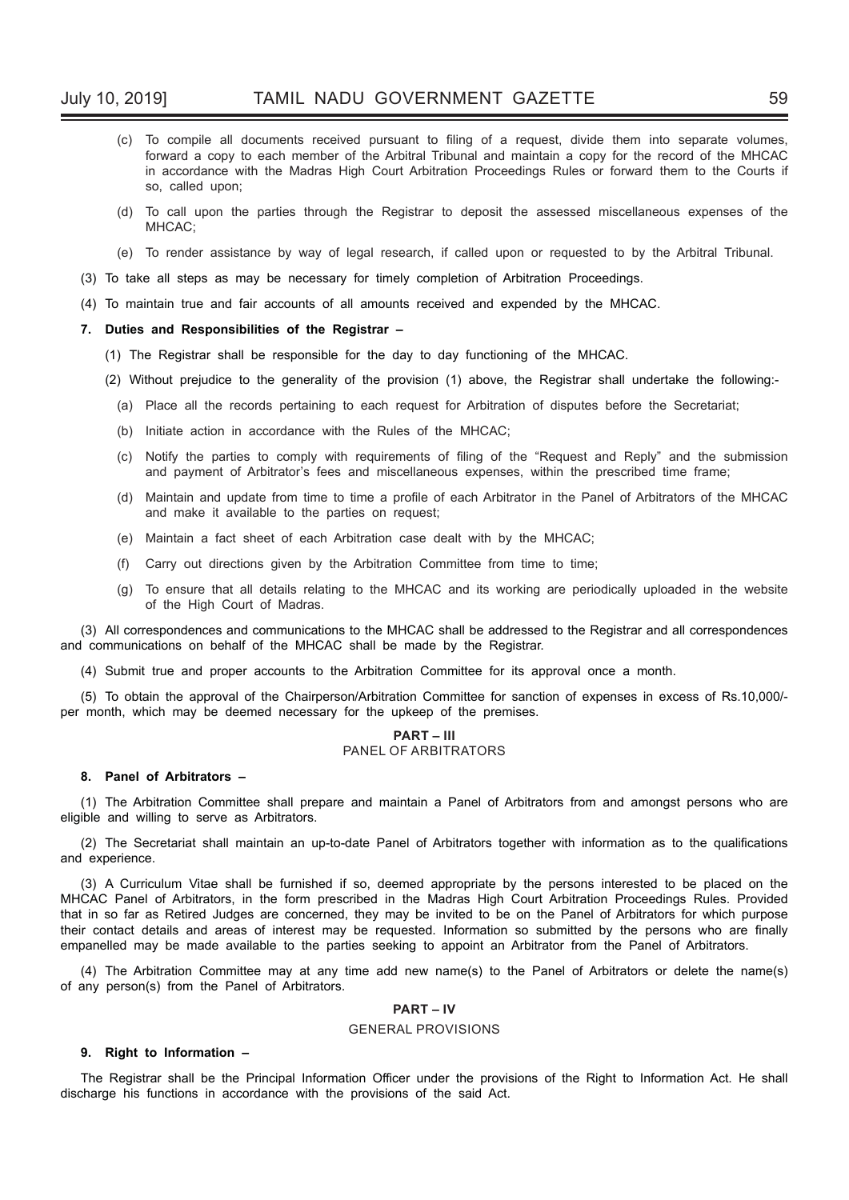(c) To compile all documents received pursuant to filing of a request, divide them into separate volumes, forward a copy to each member of the Arbitral Tribunal and maintain a copy for the record of the MHCAC in accordance with the Madras High Court Arbitration Proceedings Rules or forward them to the Courts if so, called upon;

(d) To call upon the parties through the Registrar to deposit the assessed miscellaneous expenses of the MHCAC;

(e) To render assistance by way of legal research, if called upon or requested to by the Arbitral Tribunal.

(3) To take all steps as may be necessary for timely completion of Arbitration Proceedings.

(4) To maintain true and fair accounts of all amounts received and expended by the MHCAC.

**7. Duties and Responsibilities of the Registrar –**

(1) The Registrar shall be responsible for the day to day functioning of the MHCAC.

(2) Without prejudice to the generality of the provision (1) above, the Registrar shall undertake the following:-

(a) Place all the records pertaining to each request for Arbitration of disputes before the Secretariat;

(b) Initiate action in accordance with the Rules of the MHCAC;

(c) Notify the parties to comply with requirements of filing of the "Request and Reply" and the submission and payment of Arbitrator's fees and miscellaneous expenses, within the prescribed time frame;

(d) Maintain and update from time to time a profile of each Arbitrator in the Panel of Arbitrators of the MHCAC and make it available to the parties on request;

(e) Maintain a fact sheet of each Arbitration case dealt with by the MHCAC;

(f) Carry out directions given by the Arbitration Committee from time to time;

(g) To ensure that all details relating to the MHCAC and its working are periodically uploaded in the website of the High Court of Madras.

(3) All correspondences and communications to the MHCAC shall be addressed to the Registrar and all correspondences and communications on behalf of the MHCAC shall be made by the Registrar.

(4) Submit true and proper accounts to the Arbitration Committee for its approval once a month.

(5) To obtain the approval of the Chairperson/Arbitration Committee for sanction of expenses in excess of Rs.10,000/- per month, which may be deemed necessary for the upkeep of the premises.

## PART – III
### PANEL OF ARBITRATORS

**8. Panel of Arbitrators –**

(1) The Arbitration Committee shall prepare and maintain a Panel of Arbitrators from and amongst persons who are eligible and willing to serve as Arbitrators.

(2) The Secretariat shall maintain an up-to-date Panel of Arbitrators together with information as to the qualifications and experience.

(3) A Curriculum Vitae shall be furnished if so, deemed appropriate by the persons interested to be placed on the MHCAC Panel of Arbitrators, in the form prescribed in the Madras High Court Arbitration Proceedings Rules. Provided that in so far as Retired Judges are concerned, they may be invited to be on the Panel of Arbitrators for which purpose their contact details and areas of interest may be requested. Information so submitted by the persons who are finally empanelled may be made available to the parties seeking to appoint an Arbitrator from the Panel of Arbitrators.

(4) The Arbitration Committee may at any time add new name(s) to the Panel of Arbitrators or delete the name(s) of any person(s) from the Panel of Arbitrators.

## PART – IV
### GENERAL PROVISIONS

**9. Right to Information –**

The Registrar shall be the Principal Information Officer under the provisions of the Right to Information Act. He shall discharge his functions in accordance with the provisions of the said Act.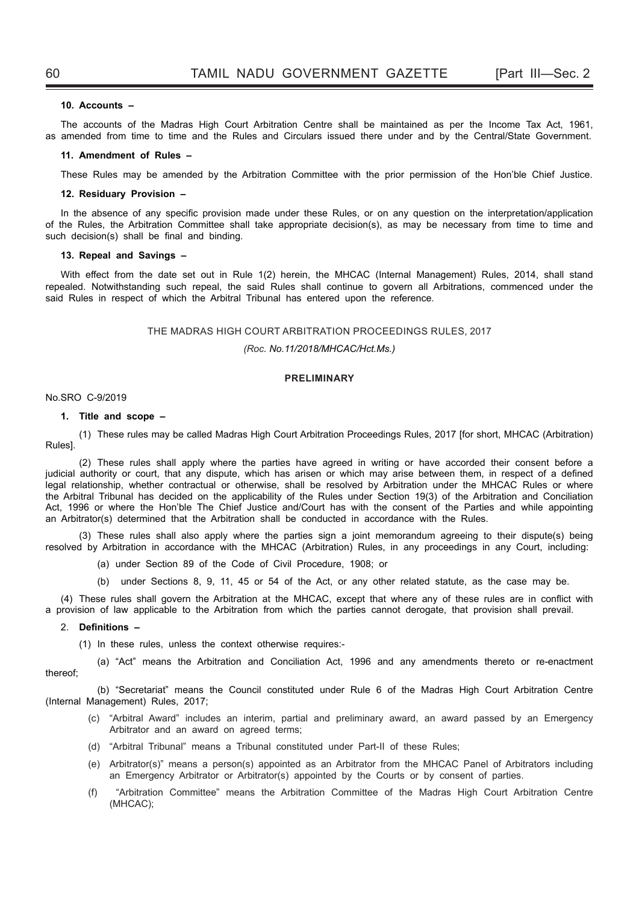**10. Accounts –**

The accounts of the Madras High Court Arbitration Centre shall be maintained as per the Income Tax Act, 1961, as amended from time to time and the Rules and Circulars issued there under and by the Central/State Government.

**11. Amendment of Rules –**

These Rules may be amended by the Arbitration Committee with the prior permission of the Hon'ble Chief Justice.

**12. Residuary Provision –**

In the absence of any specific provision made under these Rules, or on any question on the interpretation/application of the Rules, the Arbitration Committee shall take appropriate decision(s), as may be necessary from time to time and such decision(s) shall be final and binding.

**13. Repeal and Savings –**

With effect from the date set out in Rule 1(2) herein, the MHCAC (Internal Management) Rules, 2014, shall stand repealed. Notwithstanding such repeal, the said Rules shall continue to govern all Arbitrations, commenced under the said Rules in respect of which the Arbitral Tribunal has entered upon the reference.

THE MADRAS HIGH COURT ARBITRATION PROCEEDINGS RULES, 2017

*(Roc. No.11/2018/MHCAC/Hct.Ms.)*

**PRELIMINARY**

No.SRO C-9/2019

**1. Title and scope –**

(1) These rules may be called Madras High Court Arbitration Proceedings Rules, 2017 [for short, MHCAC (Arbitration) Rules].

(2) These rules shall apply where the parties have agreed in writing or have accorded their consent before a judicial authority or court, that any dispute, which has arisen or which may arise between them, in respect of a defined legal relationship, whether contractual or otherwise, shall be resolved by Arbitration under the MHCAC Rules or where the Arbitral Tribunal has decided on the applicability of the Rules under Section 19(3) of the Arbitration and Conciliation Act, 1996 or where the Hon'ble The Chief Justice and/Court has with the consent of the Parties and while appointing an Arbitrator(s) determined that the Arbitration shall be conducted in accordance with the Rules.

(3) These rules shall also apply where the parties sign a joint memorandum agreeing to their dispute(s) being resolved by Arbitration in accordance with the MHCAC (Arbitration) Rules, in any proceedings in any Court, including:

(a) under Section 89 of the Code of Civil Procedure, 1908; or

(b) under Sections 8, 9, 11, 45 or 54 of the Act, or any other related statute, as the case may be.

(4) These rules shall govern the Arbitration at the MHCAC, except that where any of these rules are in conflict with a provision of law applicable to the Arbitration from which the parties cannot derogate, that provision shall prevail.

2. **Definitions –**

(1) In these rules, unless the context otherwise requires:-

(a) "Act" means the Arbitration and Conciliation Act, 1996 and any amendments thereto or re-enactment thereof;

(b) "Secretariat" means the Council constituted under Rule 6 of the Madras High Court Arbitration Centre (Internal Management) Rules, 2017;

(c) "Arbitral Award" includes an interim, partial and preliminary award, an award passed by an Emergency Arbitrator and an award on agreed terms;

(d) "Arbitral Tribunal" means a Tribunal constituted under Part-II of these Rules;

(e) Arbitrator(s)" means a person(s) appointed as an Arbitrator from the MHCAC Panel of Arbitrators including an Emergency Arbitrator or Arbitrator(s) appointed by the Courts or by consent of parties.

(f) "Arbitration Committee" means the Arbitration Committee of the Madras High Court Arbitration Centre (MHCAC);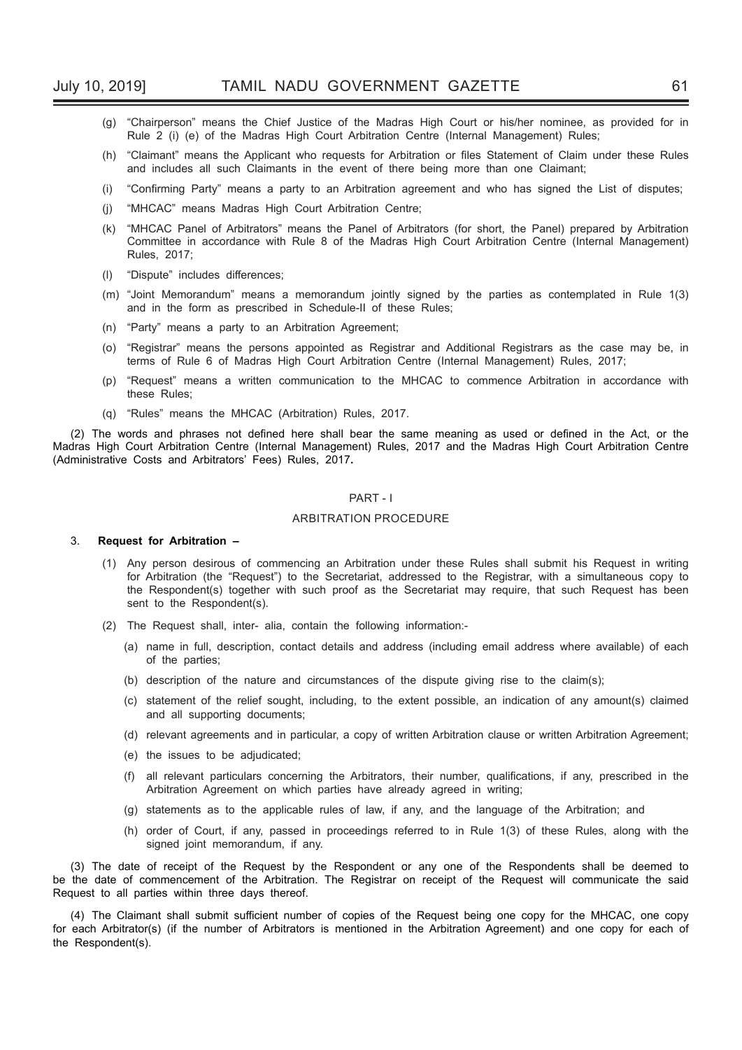(g) "Chairperson" means the Chief Justice of the Madras High Court or his/her nominee, as provided for in Rule 2 (i) (e) of the Madras High Court Arbitration Centre (Internal Management) Rules;

(h) "Claimant" means the Applicant who requests for Arbitration or files Statement of Claim under these Rules and includes all such Claimants in the event of there being more than one Claimant;

(i) "Confirming Party" means a party to an Arbitration agreement and who has signed the List of disputes;

(j) "MHCAC" means Madras High Court Arbitration Centre;

(k) "MHCAC Panel of Arbitrators" means the Panel of Arbitrators (for short, the Panel) prepared by Arbitration Committee in accordance with Rule 8 of the Madras High Court Arbitration Centre (Internal Management) Rules, 2017;

(l) "Dispute" includes differences;

(m) "Joint Memorandum" means a memorandum jointly signed by the parties as contemplated in Rule 1(3) and in the form as prescribed in Schedule-II of these Rules;

(n) "Party" means a party to an Arbitration Agreement;

(o) "Registrar" means the persons appointed as Registrar and Additional Registrars as the case may be, in terms of Rule 6 of Madras High Court Arbitration Centre (Internal Management) Rules, 2017;

(p) "Request" means a written communication to the MHCAC to commence Arbitration in accordance with these Rules;

(q) "Rules" means the MHCAC (Arbitration) Rules, 2017.

(2) The words and phrases not defined here shall bear the same meaning as used or defined in the Act, or the Madras High Court Arbitration Centre (Internal Management) Rules, 2017 and the Madras High Court Arbitration Centre (Administrative Costs and Arbitrators' Fees) Rules, 2017.

## PART - I

## ARBITRATION PROCEDURE

3. **Request for Arbitration –**

(1) Any person desirous of commencing an Arbitration under these Rules shall submit his Request in writing for Arbitration (the "Request") to the Secretariat, addressed to the Registrar, with a simultaneous copy to the Respondent(s) together with such proof as the Secretariat may require, that such Request has been sent to the Respondent(s).

(2) The Request shall, inter- alia, contain the following information:-

(a) name in full, description, contact details and address (including email address where available) of each of the parties;

(b) description of the nature and circumstances of the dispute giving rise to the claim(s);

(c) statement of the relief sought, including, to the extent possible, an indication of any amount(s) claimed and all supporting documents;

(d) relevant agreements and in particular, a copy of written Arbitration clause or written Arbitration Agreement;

(e) the issues to be adjudicated;

(f) all relevant particulars concerning the Arbitrators, their number, qualifications, if any, prescribed in the Arbitration Agreement on which parties have already agreed in writing;

(g) statements as to the applicable rules of law, if any, and the language of the Arbitration; and

(h) order of Court, if any, passed in proceedings referred to in Rule 1(3) of these Rules, along with the signed joint memorandum, if any.

(3) The date of receipt of the Request by the Respondent or any one of the Respondents shall be deemed to be the date of commencement of the Arbitration. The Registrar on receipt of the Request will communicate the said Request to all parties within three days thereof.

(4) The Claimant shall submit sufficient number of copies of the Request being one copy for the MHCAC, one copy for each Arbitrator(s) (if the number of Arbitrators is mentioned in the Arbitration Agreement) and one copy for each of the Respondent(s).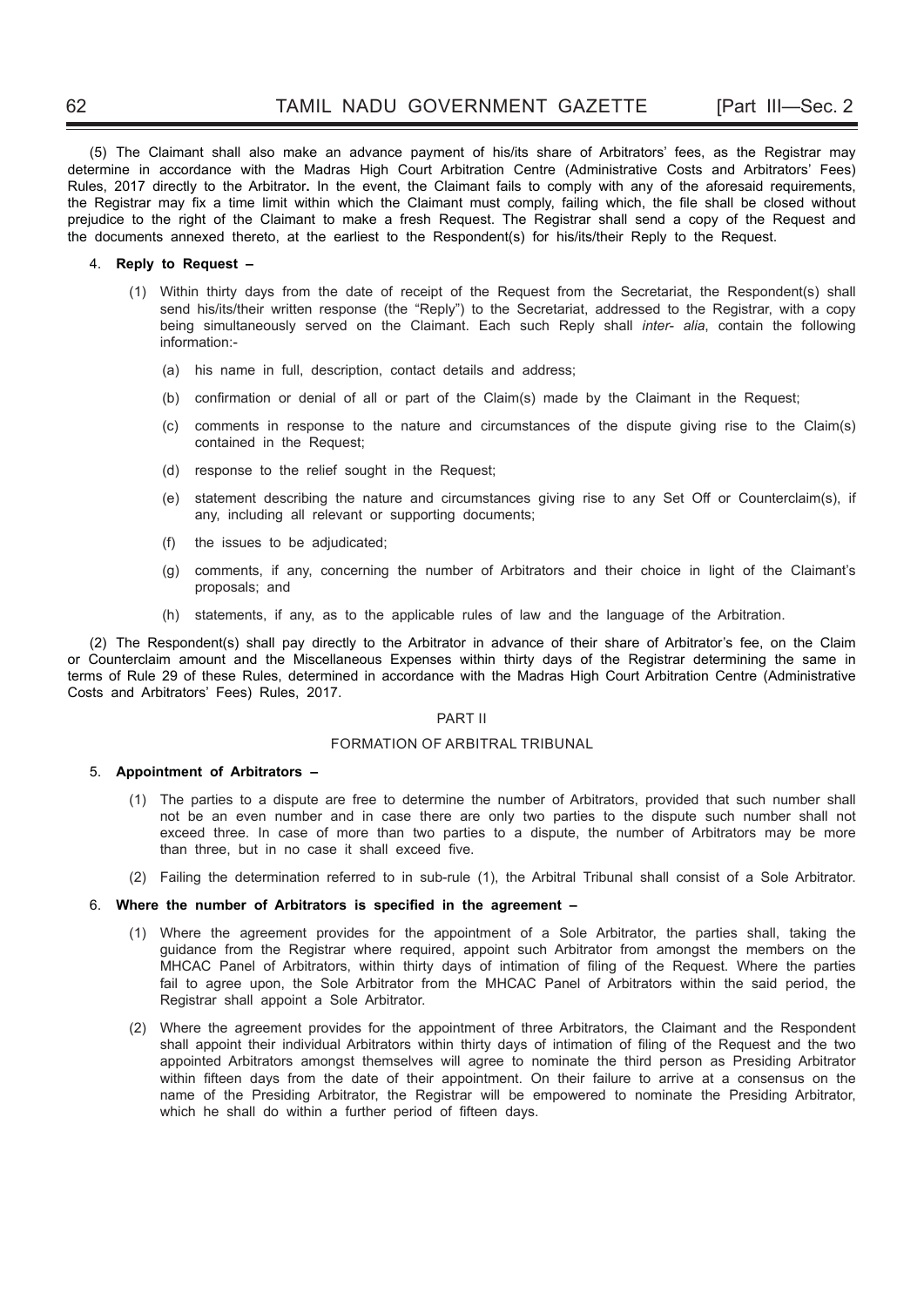(5) The Claimant shall also make an advance payment of his/its share of Arbitrators' fees, as the Registrar may determine in accordance with the Madras High Court Arbitration Centre (Administrative Costs and Arbitrators' Fees) Rules, 2017 directly to the Arbitrator**.** In the event, the Claimant fails to comply with any of the aforesaid requirements, the Registrar may fix a time limit within which the Claimant must comply, failing which, the file shall be closed without prejudice to the right of the Claimant to make a fresh Request. The Registrar shall send a copy of the Request and the documents annexed thereto, at the earliest to the Respondent(s) for his/its/their Reply to the Request.

4. **Reply to Request –**

(1) Within thirty days from the date of receipt of the Request from the Secretariat, the Respondent(s) shall send his/its/their written response (the "Reply") to the Secretariat, addressed to the Registrar, with a copy being simultaneously served on the Claimant. Each such Reply shall *inter- alia*, contain the following information:-

(a) his name in full, description, contact details and address;

(b) confirmation or denial of all or part of the Claim(s) made by the Claimant in the Request;

(c) comments in response to the nature and circumstances of the dispute giving rise to the Claim(s) contained in the Request;

(d) response to the relief sought in the Request;

(e) statement describing the nature and circumstances giving rise to any Set Off or Counterclaim(s), if any, including all relevant or supporting documents;

(f) the issues to be adjudicated;

(g) comments, if any, concerning the number of Arbitrators and their choice in light of the Claimant's proposals; and

(h) statements, if any, as to the applicable rules of law and the language of the Arbitration.

(2) The Respondent(s) shall pay directly to the Arbitrator in advance of their share of Arbitrator's fee, on the Claim or Counterclaim amount and the Miscellaneous Expenses within thirty days of the Registrar determining the same in terms of Rule 29 of these Rules, determined in accordance with the Madras High Court Arbitration Centre (Administrative Costs and Arbitrators' Fees) Rules, 2017.

## PART II

## FORMATION OF ARBITRAL TRIBUNAL

5. **Appointment of Arbitrators –**

(1) The parties to a dispute are free to determine the number of Arbitrators, provided that such number shall not be an even number and in case there are only two parties to the dispute such number shall not exceed three. In case of more than two parties to a dispute, the number of Arbitrators may be more than three, but in no case it shall exceed five.

(2) Failing the determination referred to in sub-rule (1), the Arbitral Tribunal shall consist of a Sole Arbitrator.

6. **Where the number of Arbitrators is specified in the agreement –**

(1) Where the agreement provides for the appointment of a Sole Arbitrator, the parties shall, taking the guidance from the Registrar where required, appoint such Arbitrator from amongst the members on the MHCAC Panel of Arbitrators, within thirty days of intimation of filing of the Request. Where the parties fail to agree upon, the Sole Arbitrator from the MHCAC Panel of Arbitrators within the said period, the Registrar shall appoint a Sole Arbitrator.

(2) Where the agreement provides for the appointment of three Arbitrators, the Claimant and the Respondent shall appoint their individual Arbitrators within thirty days of intimation of filing of the Request and the two appointed Arbitrators amongst themselves will agree to nominate the third person as Presiding Arbitrator within fifteen days from the date of their appointment. On their failure to arrive at a consensus on the name of the Presiding Arbitrator, the Registrar will be empowered to nominate the Presiding Arbitrator, which he shall do within a further period of fifteen days.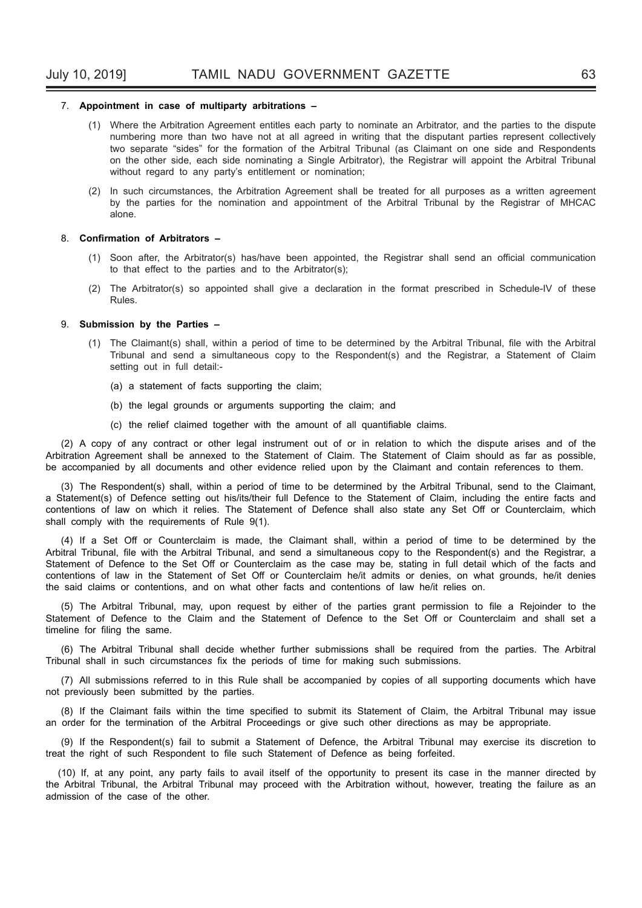7. **Appointment in case of multiparty arbitrations –**

   (1) Where the Arbitration Agreement entitles each party to nominate an Arbitrator, and the parties to the dispute numbering more than two have not at all agreed in writing that the disputant parties represent collectively two separate "sides" for the formation of the Arbitral Tribunal (as Claimant on one side and Respondents on the other side, each side nominating a Single Arbitrator), the Registrar will appoint the Arbitral Tribunal without regard to any party's entitlement or nomination;

   (2) In such circumstances, the Arbitration Agreement shall be treated for all purposes as a written agreement by the parties for the nomination and appointment of the Arbitral Tribunal by the Registrar of MHCAC alone.

8. **Confirmation of Arbitrators –**

   (1) Soon after, the Arbitrator(s) has/have been appointed, the Registrar shall send an official communication to that effect to the parties and to the Arbitrator(s);

   (2) The Arbitrator(s) so appointed shall give a declaration in the format prescribed in Schedule-IV of these Rules.

9. **Submission by the Parties –**

   (1) The Claimant(s) shall, within a period of time to be determined by the Arbitral Tribunal, file with the Arbitral Tribunal and send a simultaneous copy to the Respondent(s) and the Registrar, a Statement of Claim setting out in full detail:-

      (a) a statement of facts supporting the claim;

      (b) the legal grounds or arguments supporting the claim; and

      (c) the relief claimed together with the amount of all quantifiable claims.

(2) A copy of any contract or other legal instrument out of or in relation to which the dispute arises and of the Arbitration Agreement shall be annexed to the Statement of Claim. The Statement of Claim should as far as possible, be accompanied by all documents and other evidence relied upon by the Claimant and contain references to them.

(3) The Respondent(s) shall, within a period of time to be determined by the Arbitral Tribunal, send to the Claimant, a Statement(s) of Defence setting out his/its/their full Defence to the Statement of Claim, including the entire facts and contentions of law on which it relies. The Statement of Defence shall also state any Set Off or Counterclaim, which shall comply with the requirements of Rule 9(1).

(4) If a Set Off or Counterclaim is made, the Claimant shall, within a period of time to be determined by the Arbitral Tribunal, file with the Arbitral Tribunal, and send a simultaneous copy to the Respondent(s) and the Registrar, a Statement of Defence to the Set Off or Counterclaim as the case may be, stating in full detail which of the facts and contentions of law in the Statement of Set Off or Counterclaim he/it admits or denies, on what grounds, he/it denies the said claims or contentions, and on what other facts and contentions of law he/it relies on.

(5) The Arbitral Tribunal, may, upon request by either of the parties grant permission to file a Rejoinder to the Statement of Defence to the Claim and the Statement of Defence to the Set Off or Counterclaim and shall set a timeline for filing the same.

(6) The Arbitral Tribunal shall decide whether further submissions shall be required from the parties. The Arbitral Tribunal shall in such circumstances fix the periods of time for making such submissions.

(7) All submissions referred to in this Rule shall be accompanied by copies of all supporting documents which have not previously been submitted by the parties.

(8) If the Claimant fails within the time specified to submit its Statement of Claim, the Arbitral Tribunal may issue an order for the termination of the Arbitral Proceedings or give such other directions as may be appropriate.

(9) If the Respondent(s) fail to submit a Statement of Defence, the Arbitral Tribunal may exercise its discretion to treat the right of such Respondent to file such Statement of Defence as being forfeited.

(10) If, at any point, any party fails to avail itself of the opportunity to present its case in the manner directed by the Arbitral Tribunal, the Arbitral Tribunal may proceed with the Arbitration without, however, treating the failure as an admission of the case of the other.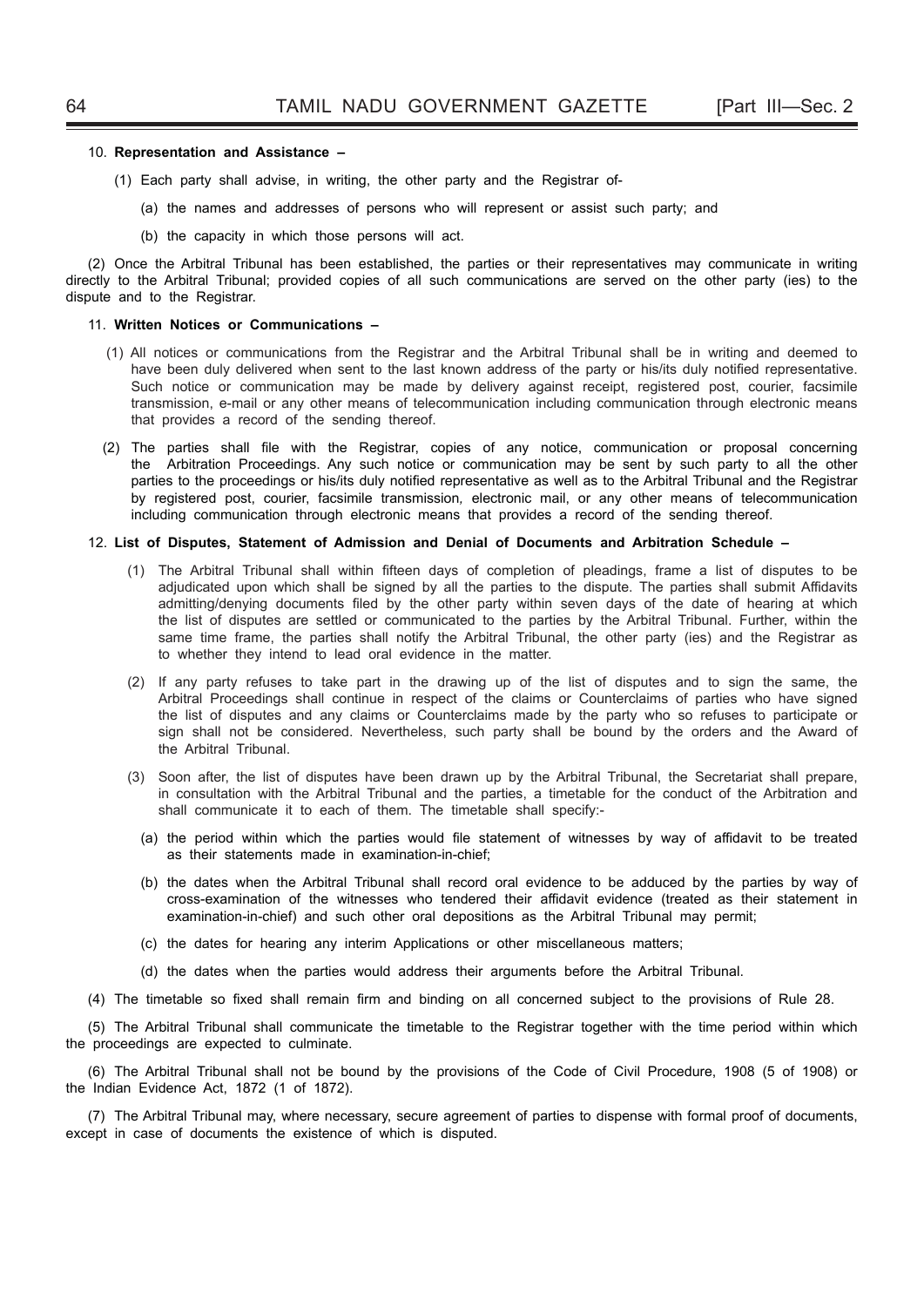10. **Representation and Assistance –**

(1) Each party shall advise, in writing, the other party and the Registrar of-

(a) the names and addresses of persons who will represent or assist such party; and

(b) the capacity in which those persons will act.

(2) Once the Arbitral Tribunal has been established, the parties or their representatives may communicate in writing directly to the Arbitral Tribunal; provided copies of all such communications are served on the other party (ies) to the dispute and to the Registrar.

11. **Written Notices or Communications –**

(1) All notices or communications from the Registrar and the Arbitral Tribunal shall be in writing and deemed to have been duly delivered when sent to the last known address of the party or his/its duly notified representative. Such notice or communication may be made by delivery against receipt, registered post, courier, facsimile transmission, e-mail or any other means of telecommunication including communication through electronic means that provides a record of the sending thereof.

(2) The parties shall file with the Registrar, copies of any notice, communication or proposal concerning the Arbitration Proceedings. Any such notice or communication may be sent by such party to all the other parties to the proceedings or his/its duly notified representative as well as to the Arbitral Tribunal and the Registrar by registered post, courier, facsimile transmission, electronic mail, or any other means of telecommunication including communication through electronic means that provides a record of the sending thereof.

12. **List of Disputes, Statement of Admission and Denial of Documents and Arbitration Schedule –**

(1) The Arbitral Tribunal shall within fifteen days of completion of pleadings, frame a list of disputes to be adjudicated upon which shall be signed by all the parties to the dispute. The parties shall submit Affidavits admitting/denying documents filed by the other party within seven days of the date of hearing at which the list of disputes are settled or communicated to the parties by the Arbitral Tribunal. Further, within the same time frame, the parties shall notify the Arbitral Tribunal, the other party (ies) and the Registrar as to whether they intend to lead oral evidence in the matter.

(2) If any party refuses to take part in the drawing up of the list of disputes and to sign the same, the Arbitral Proceedings shall continue in respect of the claims or Counterclaims of parties who have signed the list of disputes and any claims or Counterclaims made by the party who so refuses to participate or sign shall not be considered. Nevertheless, such party shall be bound by the orders and the Award of the Arbitral Tribunal.

(3) Soon after, the list of disputes have been drawn up by the Arbitral Tribunal, the Secretariat shall prepare, in consultation with the Arbitral Tribunal and the parties, a timetable for the conduct of the Arbitration and shall communicate it to each of them. The timetable shall specify:-

(a) the period within which the parties would file statement of witnesses by way of affidavit to be treated as their statements made in examination-in-chief;

(b) the dates when the Arbitral Tribunal shall record oral evidence to be adduced by the parties by way of cross-examination of the witnesses who tendered their affidavit evidence (treated as their statement in examination-in-chief) and such other oral depositions as the Arbitral Tribunal may permit;

(c) the dates for hearing any interim Applications or other miscellaneous matters;

(d) the dates when the parties would address their arguments before the Arbitral Tribunal.

(4) The timetable so fixed shall remain firm and binding on all concerned subject to the provisions of Rule 28.

(5) The Arbitral Tribunal shall communicate the timetable to the Registrar together with the time period within which the proceedings are expected to culminate.

(6) The Arbitral Tribunal shall not be bound by the provisions of the Code of Civil Procedure, 1908 (5 of 1908) or the Indian Evidence Act, 1872 (1 of 1872).

(7) The Arbitral Tribunal may, where necessary, secure agreement of parties to dispense with formal proof of documents, except in case of documents the existence of which is disputed.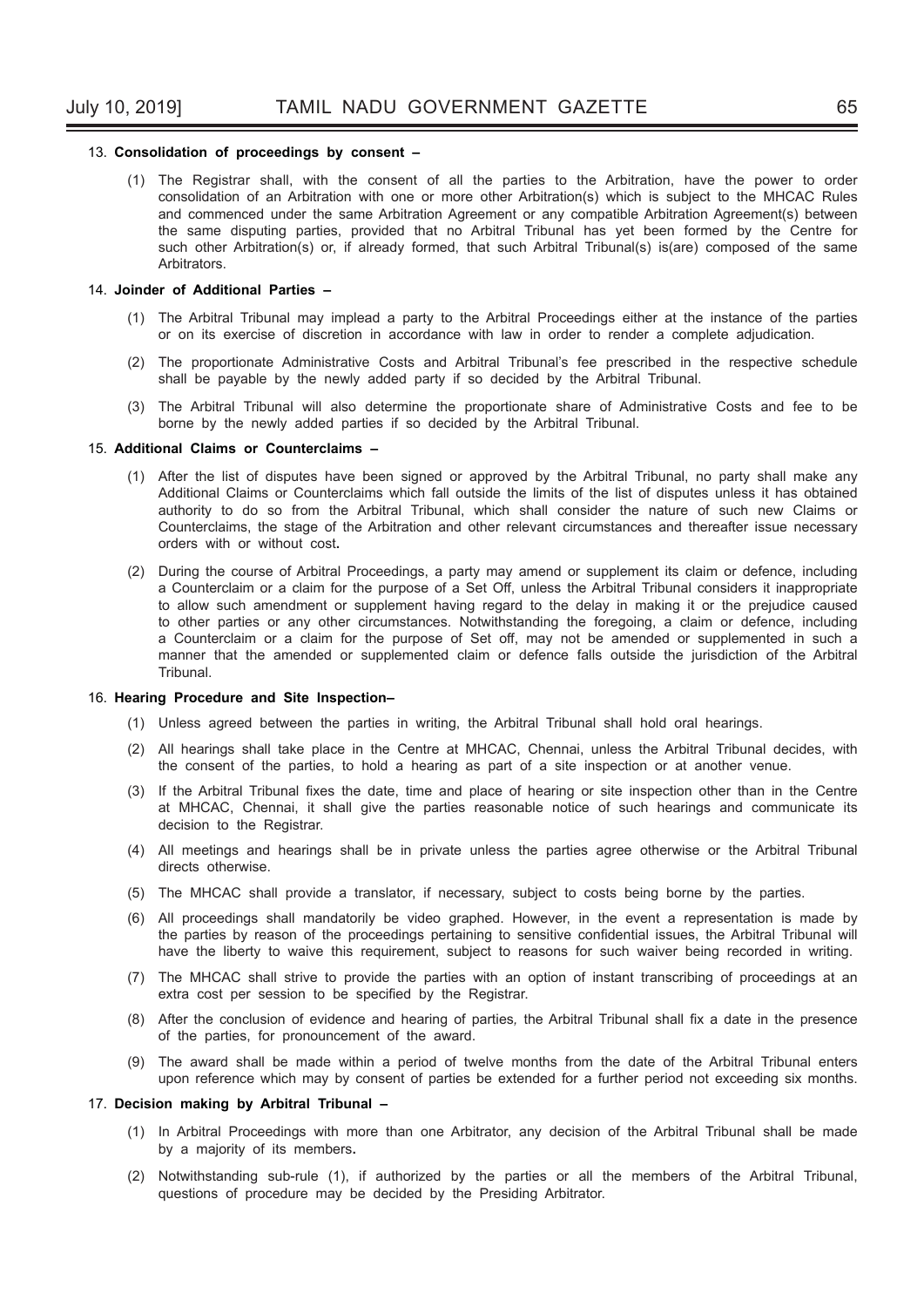13. **Consolidation of proceedings by consent –**

(1) The Registrar shall, with the consent of all the parties to the Arbitration, have the power to order consolidation of an Arbitration with one or more other Arbitration(s) which is subject to the MHCAC Rules and commenced under the same Arbitration Agreement or any compatible Arbitration Agreement(s) between the same disputing parties, provided that no Arbitral Tribunal has yet been formed by the Centre for such other Arbitration(s) or, if already formed, that such Arbitral Tribunal(s) is(are) composed of the same Arbitrators.

14. **Joinder of Additional Parties –**

(1) The Arbitral Tribunal may implead a party to the Arbitral Proceedings either at the instance of the parties or on its exercise of discretion in accordance with law in order to render a complete adjudication.

(2) The proportionate Administrative Costs and Arbitral Tribunal's fee prescribed in the respective schedule shall be payable by the newly added party if so decided by the Arbitral Tribunal.

(3) The Arbitral Tribunal will also determine the proportionate share of Administrative Costs and fee to be borne by the newly added parties if so decided by the Arbitral Tribunal.

15. **Additional Claims or Counterclaims –**

(1) After the list of disputes have been signed or approved by the Arbitral Tribunal, no party shall make any Additional Claims or Counterclaims which fall outside the limits of the list of disputes unless it has obtained authority to do so from the Arbitral Tribunal, which shall consider the nature of such new Claims or Counterclaims, the stage of the Arbitration and other relevant circumstances and thereafter issue necessary orders with or without cost**.**

(2) During the course of Arbitral Proceedings, a party may amend or supplement its claim or defence, including a Counterclaim or a claim for the purpose of a Set Off, unless the Arbitral Tribunal considers it inappropriate to allow such amendment or supplement having regard to the delay in making it or the prejudice caused to other parties or any other circumstances. Notwithstanding the foregoing, a claim or defence, including a Counterclaim or a claim for the purpose of Set off, may not be amended or supplemented in such a manner that the amended or supplemented claim or defence falls outside the jurisdiction of the Arbitral Tribunal.

16. **Hearing Procedure and Site Inspection–**

(1) Unless agreed between the parties in writing, the Arbitral Tribunal shall hold oral hearings.

(2) All hearings shall take place in the Centre at MHCAC, Chennai, unless the Arbitral Tribunal decides, with the consent of the parties, to hold a hearing as part of a site inspection or at another venue.

(3) If the Arbitral Tribunal fixes the date, time and place of hearing or site inspection other than in the Centre at MHCAC, Chennai, it shall give the parties reasonable notice of such hearings and communicate its decision to the Registrar.

(4) All meetings and hearings shall be in private unless the parties agree otherwise or the Arbitral Tribunal directs otherwise.

(5) The MHCAC shall provide a translator, if necessary, subject to costs being borne by the parties.

(6) All proceedings shall mandatorily be video graphed. However, in the event a representation is made by the parties by reason of the proceedings pertaining to sensitive confidential issues, the Arbitral Tribunal will have the liberty to waive this requirement, subject to reasons for such waiver being recorded in writing.

(7) The MHCAC shall strive to provide the parties with an option of instant transcribing of proceedings at an extra cost per session to be specified by the Registrar.

(8) After the conclusion of evidence and hearing of parties, the Arbitral Tribunal shall fix a date in the presence of the parties, for pronouncement of the award.

(9) The award shall be made within a period of twelve months from the date of the Arbitral Tribunal enters upon reference which may by consent of parties be extended for a further period not exceeding six months.

17. **Decision making by Arbitral Tribunal –**

(1) In Arbitral Proceedings with more than one Arbitrator, any decision of the Arbitral Tribunal shall be made by a majority of its members**.**

(2) Notwithstanding sub-rule (1), if authorized by the parties or all the members of the Arbitral Tribunal, questions of procedure may be decided by the Presiding Arbitrator.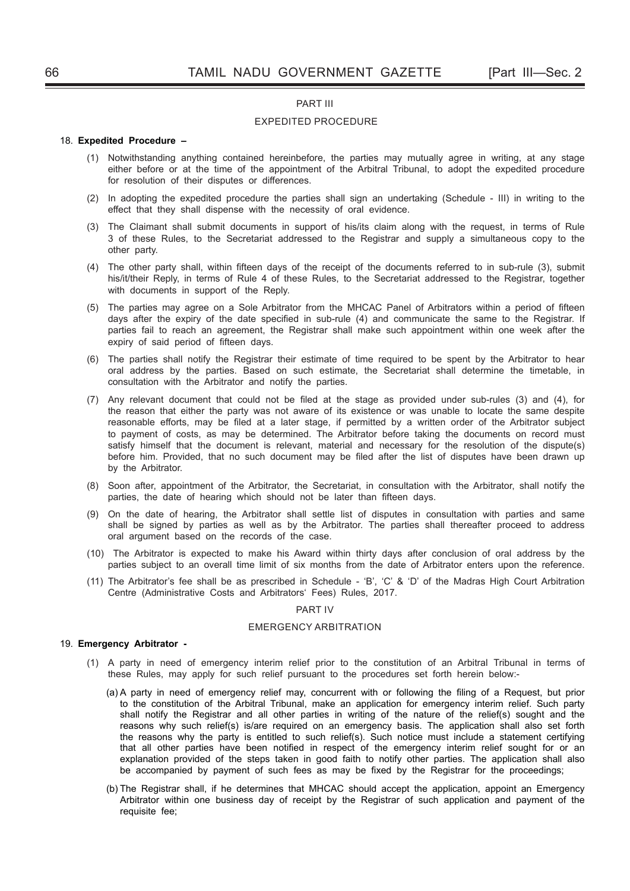## PART III

## EXPEDITED PROCEDURE

18. **Expedited Procedure –**

(1) Notwithstanding anything contained hereinbefore, the parties may mutually agree in writing, at any stage either before or at the time of the appointment of the Arbitral Tribunal, to adopt the expedited procedure for resolution of their disputes or differences.

(2) In adopting the expedited procedure the parties shall sign an undertaking (Schedule - III) in writing to the effect that they shall dispense with the necessity of oral evidence.

(3) The Claimant shall submit documents in support of his/its claim along with the request, in terms of Rule 3 of these Rules, to the Secretariat addressed to the Registrar and supply a simultaneous copy to the other party.

(4) The other party shall, within fifteen days of the receipt of the documents referred to in sub-rule (3), submit his/it/their Reply, in terms of Rule 4 of these Rules, to the Secretariat addressed to the Registrar, together with documents in support of the Reply.

(5) The parties may agree on a Sole Arbitrator from the MHCAC Panel of Arbitrators within a period of fifteen days after the expiry of the date specified in sub-rule (4) and communicate the same to the Registrar. If parties fail to reach an agreement, the Registrar shall make such appointment within one week after the expiry of said period of fifteen days.

(6) The parties shall notify the Registrar their estimate of time required to be spent by the Arbitrator to hear oral address by the parties. Based on such estimate, the Secretariat shall determine the timetable, in consultation with the Arbitrator and notify the parties.

(7) Any relevant document that could not be filed at the stage as provided under sub-rules (3) and (4), for the reason that either the party was not aware of its existence or was unable to locate the same despite reasonable efforts, may be filed at a later stage, if permitted by a written order of the Arbitrator subject to payment of costs, as may be determined. The Arbitrator before taking the documents on record must satisfy himself that the document is relevant, material and necessary for the resolution of the dispute(s) before him. Provided, that no such document may be filed after the list of disputes have been drawn up by the Arbitrator.

(8) Soon after, appointment of the Arbitrator, the Secretariat, in consultation with the Arbitrator, shall notify the parties, the date of hearing which should not be later than fifteen days.

(9) On the date of hearing, the Arbitrator shall settle list of disputes in consultation with parties and same shall be signed by parties as well as by the Arbitrator. The parties shall thereafter proceed to address oral argument based on the records of the case.

(10) The Arbitrator is expected to make his Award within thirty days after conclusion of oral address by the parties subject to an overall time limit of six months from the date of Arbitrator enters upon the reference.

(11) The Arbitrator's fee shall be as prescribed in Schedule - 'B', 'C' & 'D' of the Madras High Court Arbitration Centre (Administrative Costs and Arbitrators' Fees) Rules, 2017.

## PART IV

## EMERGENCY ARBITRATION

19. **Emergency Arbitrator -**

(1) A party in need of emergency interim relief prior to the constitution of an Arbitral Tribunal in terms of these Rules, may apply for such relief pursuant to the procedures set forth herein below:-

(a) A party in need of emergency relief may, concurrent with or following the filing of a Request, but prior to the constitution of the Arbitral Tribunal, make an application for emergency interim relief. Such party shall notify the Registrar and all other parties in writing of the nature of the relief(s) sought and the reasons why such relief(s) is/are required on an emergency basis. The application shall also set forth the reasons why the party is entitled to such relief(s). Such notice must include a statement certifying that all other parties have been notified in respect of the emergency interim relief sought for or an explanation provided of the steps taken in good faith to notify other parties. The application shall also be accompanied by payment of such fees as may be fixed by the Registrar for the proceedings;

(b) The Registrar shall, if he determines that MHCAC should accept the application, appoint an Emergency Arbitrator within one business day of receipt by the Registrar of such application and payment of the requisite fee;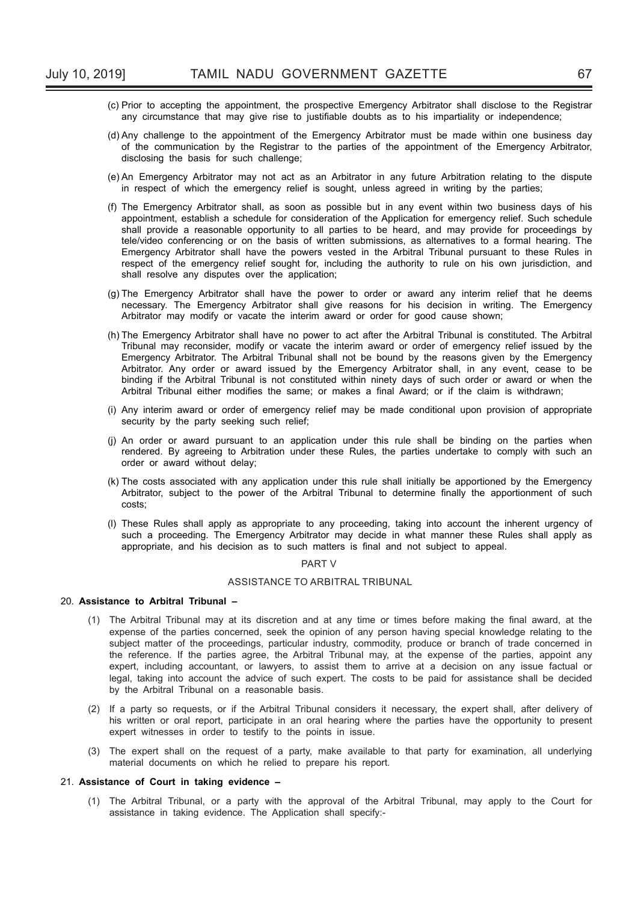(c) Prior to accepting the appointment, the prospective Emergency Arbitrator shall disclose to the Registrar any circumstance that may give rise to justifiable doubts as to his impartiality or independence;

(d) Any challenge to the appointment of the Emergency Arbitrator must be made within one business day of the communication by the Registrar to the parties of the appointment of the Emergency Arbitrator, disclosing the basis for such challenge;

(e) An Emergency Arbitrator may not act as an Arbitrator in any future Arbitration relating to the dispute in respect of which the emergency relief is sought, unless agreed in writing by the parties;

(f) The Emergency Arbitrator shall, as soon as possible but in any event within two business days of his appointment, establish a schedule for consideration of the Application for emergency relief. Such schedule shall provide a reasonable opportunity to all parties to be heard, and may provide for proceedings by tele/video conferencing or on the basis of written submissions, as alternatives to a formal hearing. The Emergency Arbitrator shall have the powers vested in the Arbitral Tribunal pursuant to these Rules in respect of the emergency relief sought for, including the authority to rule on his own jurisdiction, and shall resolve any disputes over the application;

(g) The Emergency Arbitrator shall have the power to order or award any interim relief that he deems necessary. The Emergency Arbitrator shall give reasons for his decision in writing. The Emergency Arbitrator may modify or vacate the interim award or order for good cause shown;

(h) The Emergency Arbitrator shall have no power to act after the Arbitral Tribunal is constituted. The Arbitral Tribunal may reconsider, modify or vacate the interim award or order of emergency relief issued by the Emergency Arbitrator. The Arbitral Tribunal shall not be bound by the reasons given by the Emergency Arbitrator. Any order or award issued by the Emergency Arbitrator shall, in any event, cease to be binding if the Arbitral Tribunal is not constituted within ninety days of such order or award or when the Arbitral Tribunal either modifies the same; or makes a final Award; or if the claim is withdrawn;

(i) Any interim award or order of emergency relief may be made conditional upon provision of appropriate security by the party seeking such relief;

(j) An order or award pursuant to an application under this rule shall be binding on the parties when rendered. By agreeing to Arbitration under these Rules, the parties undertake to comply with such an order or award without delay;

(k) The costs associated with any application under this rule shall initially be apportioned by the Emergency Arbitrator, subject to the power of the Arbitral Tribunal to determine finally the apportionment of such costs;

(l) These Rules shall apply as appropriate to any proceeding, taking into account the inherent urgency of such a proceeding. The Emergency Arbitrator may decide in what manner these Rules shall apply as appropriate, and his decision as to such matters is final and not subject to appeal.

## PART V

## ASSISTANCE TO ARBITRAL TRIBUNAL

20. **Assistance to Arbitral Tribunal –**

(1) The Arbitral Tribunal may at its discretion and at any time or times before making the final award, at the expense of the parties concerned, seek the opinion of any person having special knowledge relating to the subject matter of the proceedings, particular industry, commodity, produce or branch of trade concerned in the reference. If the parties agree, the Arbitral Tribunal may, at the expense of the parties, appoint any expert, including accountant, or lawyers, to assist them to arrive at a decision on any issue factual or legal, taking into account the advice of such expert. The costs to be paid for assistance shall be decided by the Arbitral Tribunal on a reasonable basis.

(2) If a party so requests, or if the Arbitral Tribunal considers it necessary, the expert shall, after delivery of his written or oral report, participate in an oral hearing where the parties have the opportunity to present expert witnesses in order to testify to the points in issue.

(3) The expert shall on the request of a party, make available to that party for examination, all underlying material documents on which he relied to prepare his report.

21. **Assistance of Court in taking evidence –**

(1) The Arbitral Tribunal, or a party with the approval of the Arbitral Tribunal, may apply to the Court for assistance in taking evidence. The Application shall specify:-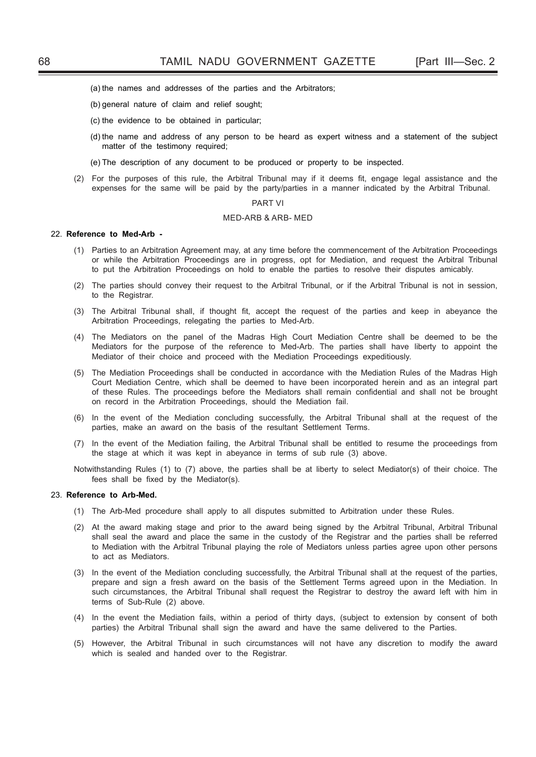(a) the names and addresses of the parties and the Arbitrators;

(b) general nature of claim and relief sought;

(c) the evidence to be obtained in particular;

(d) the name and address of any person to be heard as expert witness and a statement of the subject matter of the testimony required;

(e) The description of any document to be produced or property to be inspected.

(2) For the purposes of this rule, the Arbitral Tribunal may if it deems fit, engage legal assistance and the expenses for the same will be paid by the party/parties in a manner indicated by the Arbitral Tribunal.

## PART VI

## MED-ARB & ARB- MED

22. **Reference to Med-Arb -**

(1) Parties to an Arbitration Agreement may, at any time before the commencement of the Arbitration Proceedings or while the Arbitration Proceedings are in progress, opt for Mediation, and request the Arbitral Tribunal to put the Arbitration Proceedings on hold to enable the parties to resolve their disputes amicably.

(2) The parties should convey their request to the Arbitral Tribunal, or if the Arbitral Tribunal is not in session, to the Registrar.

(3) The Arbitral Tribunal shall, if thought fit, accept the request of the parties and keep in abeyance the Arbitration Proceedings, relegating the parties to Med-Arb.

(4) The Mediators on the panel of the Madras High Court Mediation Centre shall be deemed to be the Mediators for the purpose of the reference to Med-Arb. The parties shall have liberty to appoint the Mediator of their choice and proceed with the Mediation Proceedings expeditiously.

(5) The Mediation Proceedings shall be conducted in accordance with the Mediation Rules of the Madras High Court Mediation Centre, which shall be deemed to have been incorporated herein and as an integral part of these Rules. The proceedings before the Mediators shall remain confidential and shall not be brought on record in the Arbitration Proceedings, should the Mediation fail.

(6) In the event of the Mediation concluding successfully, the Arbitral Tribunal shall at the request of the parties, make an award on the basis of the resultant Settlement Terms.

(7) In the event of the Mediation failing, the Arbitral Tribunal shall be entitled to resume the proceedings from the stage at which it was kept in abeyance in terms of sub rule (3) above.

Notwithstanding Rules (1) to (7) above, the parties shall be at liberty to select Mediator(s) of their choice. The fees shall be fixed by the Mediator(s).

23. **Reference to Arb-Med.**

(1) The Arb-Med procedure shall apply to all disputes submitted to Arbitration under these Rules.

(2) At the award making stage and prior to the award being signed by the Arbitral Tribunal, Arbitral Tribunal shall seal the award and place the same in the custody of the Registrar and the parties shall be referred to Mediation with the Arbitral Tribunal playing the role of Mediators unless parties agree upon other persons to act as Mediators.

(3) In the event of the Mediation concluding successfully, the Arbitral Tribunal shall at the request of the parties, prepare and sign a fresh award on the basis of the Settlement Terms agreed upon in the Mediation. In such circumstances, the Arbitral Tribunal shall request the Registrar to destroy the award left with him in terms of Sub-Rule (2) above.

(4) In the event the Mediation fails, within a period of thirty days, (subject to extension by consent of both parties) the Arbitral Tribunal shall sign the award and have the same delivered to the Parties.

(5) However, the Arbitral Tribunal in such circumstances will not have any discretion to modify the award which is sealed and handed over to the Registrar.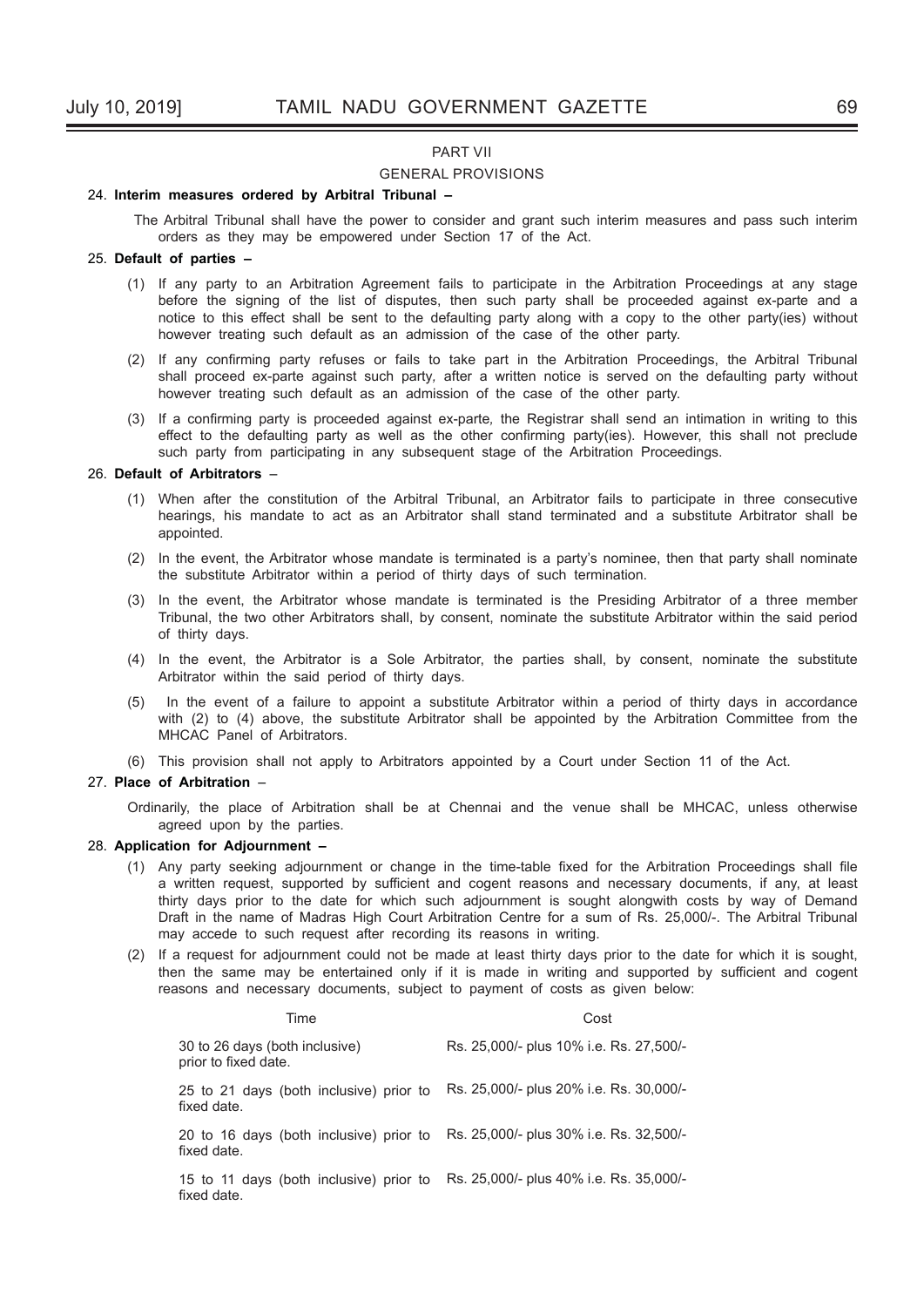## PART VII

## GENERAL PROVISIONS

24. **Interim measures ordered by Arbitral Tribunal –**

The Arbitral Tribunal shall have the power to consider and grant such interim measures and pass such interim orders as they may be empowered under Section 17 of the Act.

25. **Default of parties –**

(1) If any party to an Arbitration Agreement fails to participate in the Arbitration Proceedings at any stage before the signing of the list of disputes, then such party shall be proceeded against ex-parte and a notice to this effect shall be sent to the defaulting party along with a copy to the other party(ies) without however treating such default as an admission of the case of the other party.

(2) If any confirming party refuses or fails to take part in the Arbitration Proceedings, the Arbitral Tribunal shall proceed ex-parte against such party, after a written notice is served on the defaulting party without however treating such default as an admission of the case of the other party.

(3) If a confirming party is proceeded against ex-parte, the Registrar shall send an intimation in writing to this effect to the defaulting party as well as the other confirming party(ies). However, this shall not preclude such party from participating in any subsequent stage of the Arbitration Proceedings.

26. **Default of Arbitrators** –

(1) When after the constitution of the Arbitral Tribunal, an Arbitrator fails to participate in three consecutive hearings, his mandate to act as an Arbitrator shall stand terminated and a substitute Arbitrator shall be appointed.

(2) In the event, the Arbitrator whose mandate is terminated is a party's nominee, then that party shall nominate the substitute Arbitrator within a period of thirty days of such termination.

(3) In the event, the Arbitrator whose mandate is terminated is the Presiding Arbitrator of a three member Tribunal, the two other Arbitrators shall, by consent, nominate the substitute Arbitrator within the said period of thirty days.

(4) In the event, the Arbitrator is a Sole Arbitrator, the parties shall, by consent, nominate the substitute Arbitrator within the said period of thirty days.

(5) In the event of a failure to appoint a substitute Arbitrator within a period of thirty days in accordance with (2) to (4) above, the substitute Arbitrator shall be appointed by the Arbitration Committee from the MHCAC Panel of Arbitrators.

(6) This provision shall not apply to Arbitrators appointed by a Court under Section 11 of the Act.

27. **Place of Arbitration** –

Ordinarily, the place of Arbitration shall be at Chennai and the venue shall be MHCAC, unless otherwise agreed upon by the parties.

28. **Application for Adjournment –**

(1) Any party seeking adjournment or change in the time-table fixed for the Arbitration Proceedings shall file a written request, supported by sufficient and cogent reasons and necessary documents, if any, at least thirty days prior to the date for which such adjournment is sought alongwith costs by way of Demand Draft in the name of Madras High Court Arbitration Centre for a sum of Rs. 25,000/-. The Arbitral Tribunal may accede to such request after recording its reasons in writing.

(2) If a request for adjournment could not be made at least thirty days prior to the date for which it is sought, then the same may be entertained only if it is made in writing and supported by sufficient and cogent reasons and necessary documents, subject to payment of costs as given below:

| Time | Cost |
|---|---|
| 30 to 26 days (both inclusive) prior to fixed date. | Rs. 25,000/- plus 10% i.e. Rs. 27,500/- |
| 25 to 21 days (both inclusive) prior to fixed date. | Rs. 25,000/- plus 20% i.e. Rs. 30,000/- |
| 20 to 16 days (both inclusive) prior to fixed date. | Rs. 25,000/- plus 30% i.e. Rs. 32,500/- |
| 15 to 11 days (both inclusive) prior to fixed date. | Rs. 25,000/- plus 40% i.e. Rs. 35,000/- |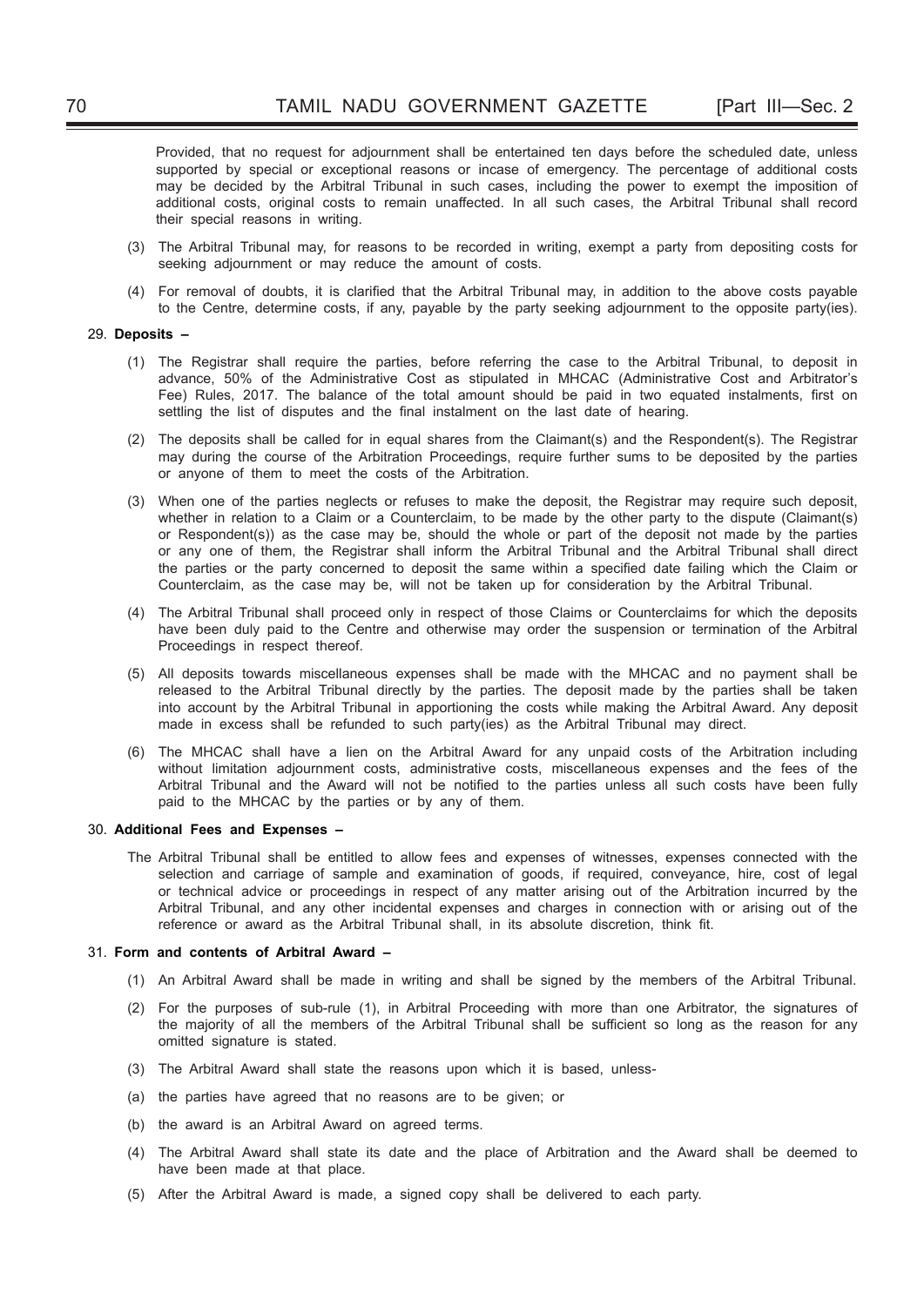Provided, that no request for adjournment shall be entertained ten days before the scheduled date, unless supported by special or exceptional reasons or incase of emergency. The percentage of additional costs may be decided by the Arbitral Tribunal in such cases, including the power to exempt the imposition of additional costs, original costs to remain unaffected. In all such cases, the Arbitral Tribunal shall record their special reasons in writing.

(3) The Arbitral Tribunal may, for reasons to be recorded in writing, exempt a party from depositing costs for seeking adjournment or may reduce the amount of costs.

(4) For removal of doubts, it is clarified that the Arbitral Tribunal may, in addition to the above costs payable to the Centre, determine costs, if any, payable by the party seeking adjournment to the opposite party(ies).

29. **Deposits –**

(1) The Registrar shall require the parties, before referring the case to the Arbitral Tribunal, to deposit in advance, 50% of the Administrative Cost as stipulated in MHCAC (Administrative Cost and Arbitrator's Fee) Rules, 2017. The balance of the total amount should be paid in two equated instalments, first on settling the list of disputes and the final instalment on the last date of hearing.

(2) The deposits shall be called for in equal shares from the Claimant(s) and the Respondent(s). The Registrar may during the course of the Arbitration Proceedings, require further sums to be deposited by the parties or anyone of them to meet the costs of the Arbitration.

(3) When one of the parties neglects or refuses to make the deposit, the Registrar may require such deposit, whether in relation to a Claim or a Counterclaim, to be made by the other party to the dispute (Claimant(s) or Respondent(s)) as the case may be, should the whole or part of the deposit not made by the parties or any one of them, the Registrar shall inform the Arbitral Tribunal and the Arbitral Tribunal shall direct the parties or the party concerned to deposit the same within a specified date failing which the Claim or Counterclaim, as the case may be, will not be taken up for consideration by the Arbitral Tribunal.

(4) The Arbitral Tribunal shall proceed only in respect of those Claims or Counterclaims for which the deposits have been duly paid to the Centre and otherwise may order the suspension or termination of the Arbitral Proceedings in respect thereof.

(5) All deposits towards miscellaneous expenses shall be made with the MHCAC and no payment shall be released to the Arbitral Tribunal directly by the parties. The deposit made by the parties shall be taken into account by the Arbitral Tribunal in apportioning the costs while making the Arbitral Award. Any deposit made in excess shall be refunded to such party(ies) as the Arbitral Tribunal may direct.

(6) The MHCAC shall have a lien on the Arbitral Award for any unpaid costs of the Arbitration including without limitation adjournment costs, administrative costs, miscellaneous expenses and the fees of the Arbitral Tribunal and the Award will not be notified to the parties unless all such costs have been fully paid to the MHCAC by the parties or by any of them.

30. **Additional Fees and Expenses –**

The Arbitral Tribunal shall be entitled to allow fees and expenses of witnesses, expenses connected with the selection and carriage of sample and examination of goods, if required, conveyance, hire, cost of legal or technical advice or proceedings in respect of any matter arising out of the Arbitration incurred by the Arbitral Tribunal, and any other incidental expenses and charges in connection with or arising out of the reference or award as the Arbitral Tribunal shall, in its absolute discretion, think fit.

31. **Form and contents of Arbitral Award –**

(1) An Arbitral Award shall be made in writing and shall be signed by the members of the Arbitral Tribunal.

(2) For the purposes of sub-rule (1), in Arbitral Proceeding with more than one Arbitrator, the signatures of the majority of all the members of the Arbitral Tribunal shall be sufficient so long as the reason for any omitted signature is stated.

(3) The Arbitral Award shall state the reasons upon which it is based, unless-

(a) the parties have agreed that no reasons are to be given; or

(b) the award is an Arbitral Award on agreed terms.

(4) The Arbitral Award shall state its date and the place of Arbitration and the Award shall be deemed to have been made at that place.

(5) After the Arbitral Award is made, a signed copy shall be delivered to each party.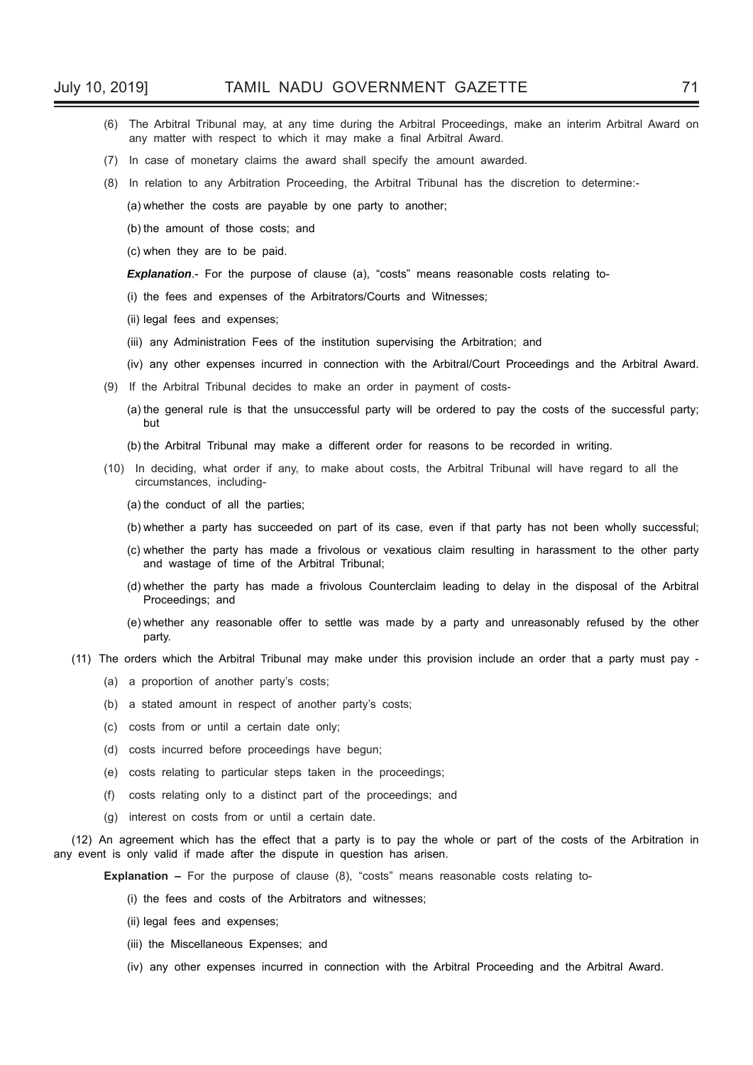(6) The Arbitral Tribunal may, at any time during the Arbitral Proceedings, make an interim Arbitral Award on any matter with respect to which it may make a final Arbitral Award.

(7) In case of monetary claims the award shall specify the amount awarded.

(8) In relation to any Arbitration Proceeding, the Arbitral Tribunal has the discretion to determine:-

(a) whether the costs are payable by one party to another;

(b) the amount of those costs; and

(c) when they are to be paid.

***Explanation***.- For the purpose of clause (a), "costs" means reasonable costs relating to-

(i) the fees and expenses of the Arbitrators/Courts and Witnesses;

(ii) legal fees and expenses;

(iii) any Administration Fees of the institution supervising the Arbitration; and

(iv) any other expenses incurred in connection with the Arbitral/Court Proceedings and the Arbitral Award.

(9) If the Arbitral Tribunal decides to make an order in payment of costs-

(a) the general rule is that the unsuccessful party will be ordered to pay the costs of the successful party; but

(b) the Arbitral Tribunal may make a different order for reasons to be recorded in writing.

(10) In deciding, what order if any, to make about costs, the Arbitral Tribunal will have regard to all the circumstances, including-

(a) the conduct of all the parties;

(b) whether a party has succeeded on part of its case, even if that party has not been wholly successful;

(c) whether the party has made a frivolous or vexatious claim resulting in harassment to the other party and wastage of time of the Arbitral Tribunal;

(d) whether the party has made a frivolous Counterclaim leading to delay in the disposal of the Arbitral Proceedings; and

(e) whether any reasonable offer to settle was made by a party and unreasonably refused by the other party.

(11) The orders which the Arbitral Tribunal may make under this provision include an order that a party must pay -

(a) a proportion of another party's costs;

(b) a stated amount in respect of another party's costs;

(c) costs from or until a certain date only;

(d) costs incurred before proceedings have begun;

(e) costs relating to particular steps taken in the proceedings;

(f) costs relating only to a distinct part of the proceedings; and

(g) interest on costs from or until a certain date.

(12) An agreement which has the effect that a party is to pay the whole or part of the costs of the Arbitration in any event is only valid if made after the dispute in question has arisen.

**Explanation –** For the purpose of clause (8), "costs" means reasonable costs relating to-

(i) the fees and costs of the Arbitrators and witnesses;

(ii) legal fees and expenses;

(iii) the Miscellaneous Expenses; and

(iv) any other expenses incurred in connection with the Arbitral Proceeding and the Arbitral Award.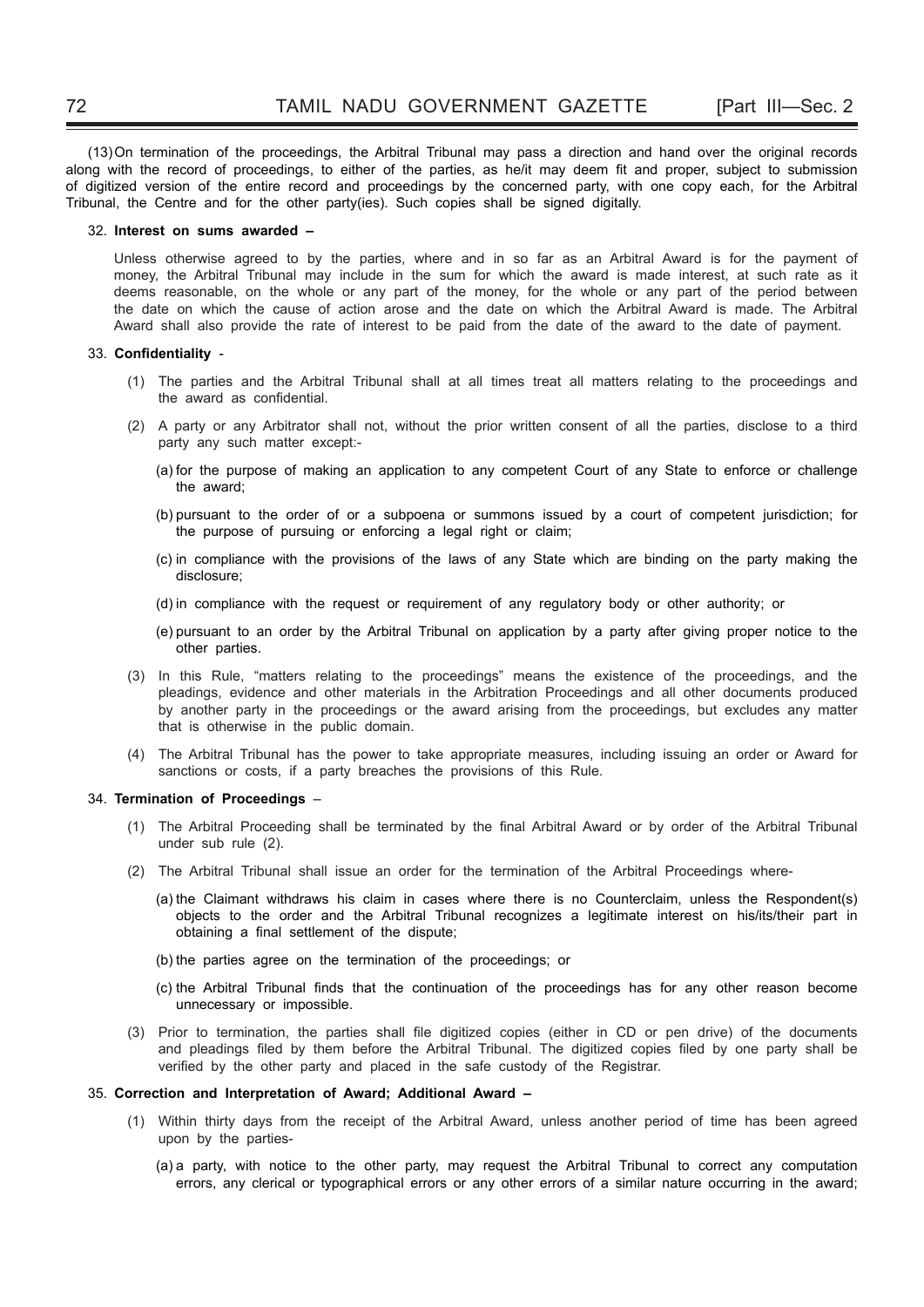(13) On termination of the proceedings, the Arbitral Tribunal may pass a direction and hand over the original records along with the record of proceedings, to either of the parties, as he/it may deem fit and proper, subject to submission of digitized version of the entire record and proceedings by the concerned party, with one copy each, for the Arbitral Tribunal, the Centre and for the other party(ies). Such copies shall be signed digitally.

32. **Interest on sums awarded –**

Unless otherwise agreed to by the parties, where and in so far as an Arbitral Award is for the payment of money, the Arbitral Tribunal may include in the sum for which the award is made interest, at such rate as it deems reasonable, on the whole or any part of the money, for the whole or any part of the period between the date on which the cause of action arose and the date on which the Arbitral Award is made. The Arbitral Award shall also provide the rate of interest to be paid from the date of the award to the date of payment.

33. **Confidentiality** -

(1) The parties and the Arbitral Tribunal shall at all times treat all matters relating to the proceedings and the award as confidential.

(2) A party or any Arbitrator shall not, without the prior written consent of all the parties, disclose to a third party any such matter except:-

(a) for the purpose of making an application to any competent Court of any State to enforce or challenge the award;

(b) pursuant to the order of or a subpoena or summons issued by a court of competent jurisdiction; for the purpose of pursuing or enforcing a legal right or claim;

(c) in compliance with the provisions of the laws of any State which are binding on the party making the disclosure;

(d) in compliance with the request or requirement of any regulatory body or other authority; or

(e) pursuant to an order by the Arbitral Tribunal on application by a party after giving proper notice to the other parties.

(3) In this Rule, "matters relating to the proceedings" means the existence of the proceedings, and the pleadings, evidence and other materials in the Arbitration Proceedings and all other documents produced by another party in the proceedings or the award arising from the proceedings, but excludes any matter that is otherwise in the public domain.

(4) The Arbitral Tribunal has the power to take appropriate measures, including issuing an order or Award for sanctions or costs, if a party breaches the provisions of this Rule.

34. **Termination of Proceedings** –

(1) The Arbitral Proceeding shall be terminated by the final Arbitral Award or by order of the Arbitral Tribunal under sub rule (2).

(2) The Arbitral Tribunal shall issue an order for the termination of the Arbitral Proceedings where-

(a) the Claimant withdraws his claim in cases where there is no Counterclaim, unless the Respondent(s) objects to the order and the Arbitral Tribunal recognizes a legitimate interest on his/its/their part in obtaining a final settlement of the dispute;

(b) the parties agree on the termination of the proceedings; or

(c) the Arbitral Tribunal finds that the continuation of the proceedings has for any other reason become unnecessary or impossible.

(3) Prior to termination, the parties shall file digitized copies (either in CD or pen drive) of the documents and pleadings filed by them before the Arbitral Tribunal. The digitized copies filed by one party shall be verified by the other party and placed in the safe custody of the Registrar.

35. **Correction and Interpretation of Award; Additional Award –**

(1) Within thirty days from the receipt of the Arbitral Award, unless another period of time has been agreed upon by the parties-

(a) a party, with notice to the other party, may request the Arbitral Tribunal to correct any computation errors, any clerical or typographical errors or any other errors of a similar nature occurring in the award;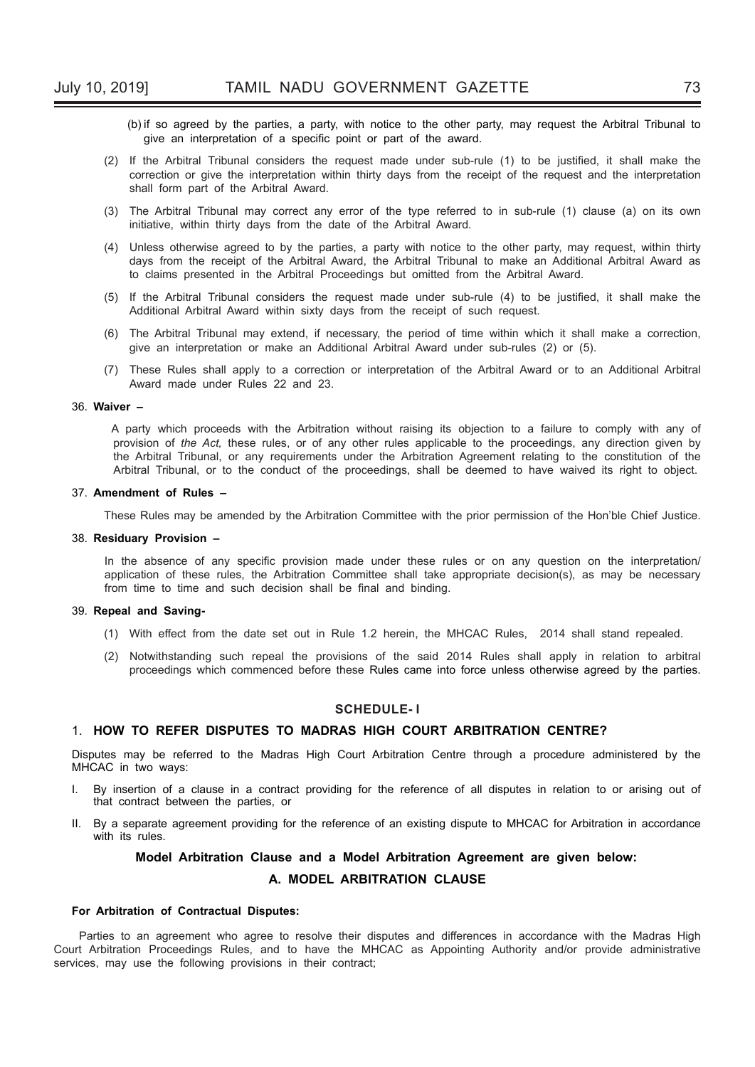(b) if so agreed by the parties, a party, with notice to the other party, may request the Arbitral Tribunal to give an interpretation of a specific point or part of the award.

(2) If the Arbitral Tribunal considers the request made under sub-rule (1) to be justified, it shall make the correction or give the interpretation within thirty days from the receipt of the request and the interpretation shall form part of the Arbitral Award.

(3) The Arbitral Tribunal may correct any error of the type referred to in sub-rule (1) clause (a) on its own initiative, within thirty days from the date of the Arbitral Award.

(4) Unless otherwise agreed to by the parties, a party with notice to the other party, may request, within thirty days from the receipt of the Arbitral Award, the Arbitral Tribunal to make an Additional Arbitral Award as to claims presented in the Arbitral Proceedings but omitted from the Arbitral Award.

(5) If the Arbitral Tribunal considers the request made under sub-rule (4) to be justified, it shall make the Additional Arbitral Award within sixty days from the receipt of such request.

(6) The Arbitral Tribunal may extend, if necessary, the period of time within which it shall make a correction, give an interpretation or make an Additional Arbitral Award under sub-rules (2) or (5).

(7) These Rules shall apply to a correction or interpretation of the Arbitral Award or to an Additional Arbitral Award made under Rules 22 and 23.

36. **Waiver –**

A party which proceeds with the Arbitration without raising its objection to a failure to comply with any of provision of *the Act,* these rules, or of any other rules applicable to the proceedings, any direction given by the Arbitral Tribunal, or any requirements under the Arbitration Agreement relating to the constitution of the Arbitral Tribunal, or to the conduct of the proceedings, shall be deemed to have waived its right to object.

37. **Amendment of Rules –**

These Rules may be amended by the Arbitration Committee with the prior permission of the Hon'ble Chief Justice.

38. **Residuary Provision –**

In the absence of any specific provision made under these rules or on any question on the interpretation/ application of these rules, the Arbitration Committee shall take appropriate decision(s), as may be necessary from time to time and such decision shall be final and binding.

39. **Repeal and Saving-**

(1) With effect from the date set out in Rule 1.2 herein, the MHCAC Rules, 2014 shall stand repealed.

(2) Notwithstanding such repeal the provisions of the said 2014 Rules shall apply in relation to arbitral proceedings which commenced before these Rules came into force unless otherwise agreed by the parties.

## SCHEDULE- I

### 1. HOW TO REFER DISPUTES TO MADRAS HIGH COURT ARBITRATION CENTRE?

Disputes may be referred to the Madras High Court Arbitration Centre through a procedure administered by the MHCAC in two ways:

I. By insertion of a clause in a contract providing for the reference of all disputes in relation to or arising out of that contract between the parties, or

II. By a separate agreement providing for the reference of an existing dispute to MHCAC for Arbitration in accordance with its rules.

**Model Arbitration Clause and a Model Arbitration Agreement are given below:**

### A. MODEL ARBITRATION CLAUSE

**For Arbitration of Contractual Disputes:**

Parties to an agreement who agree to resolve their disputes and differences in accordance with the Madras High Court Arbitration Proceedings Rules, and to have the MHCAC as Appointing Authority and/or provide administrative services, may use the following provisions in their contract;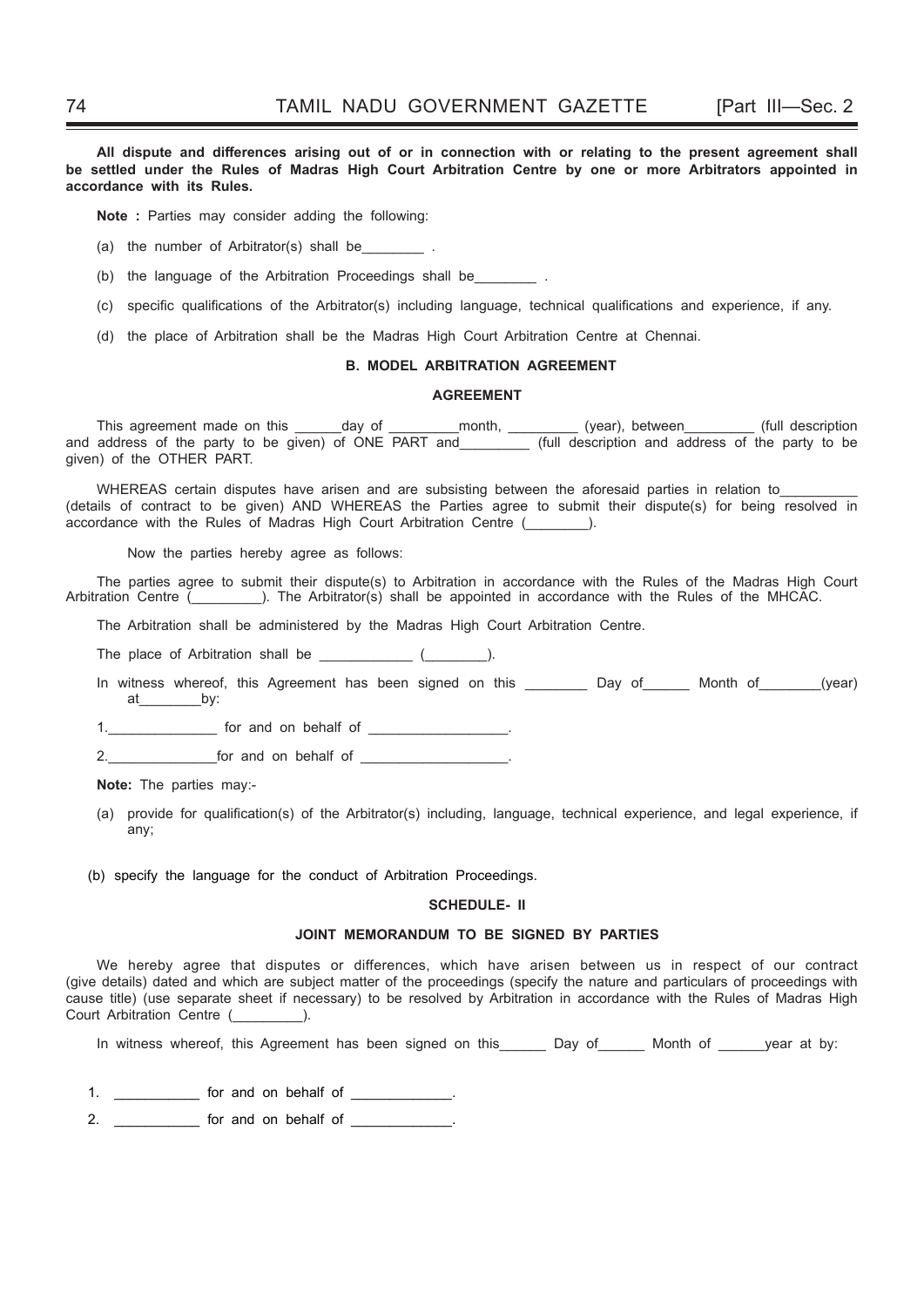**All dispute and differences arising out of or in connection with or relating to the present agreement shall be settled under the Rules of Madras High Court Arbitration Centre by one or more Arbitrators appointed in accordance with its Rules.**

**Note :** Parties may consider adding the following:

(a) the number of Arbitrator(s) shall be________ .

(b) the language of the Arbitration Proceedings shall be________ .

(c) specific qualifications of the Arbitrator(s) including language, technical qualifications and experience, if any.

(d) the place of Arbitration shall be the Madras High Court Arbitration Centre at Chennai.

### B. MODEL ARBITRATION AGREEMENT

#### AGREEMENT

This agreement made on this ______day of _________month, _________ (year), between_________ (full description and address of the party to be given) of ONE PART and_________ (full description and address of the party to be given) of the OTHER PART.

WHEREAS certain disputes have arisen and are subsisting between the aforesaid parties in relation to__________ (details of contract to be given) AND WHEREAS the Parties agree to submit their dispute(s) for being resolved in accordance with the Rules of Madras High Court Arbitration Centre (________).

Now the parties hereby agree as follows:

The parties agree to submit their dispute(s) to Arbitration in accordance with the Rules of the Madras High Court Arbitration Centre (_________). The Arbitrator(s) shall be appointed in accordance with the Rules of the MHCAC.

The Arbitration shall be administered by the Madras High Court Arbitration Centre.

The place of Arbitration shall be ____________ (________).

In witness whereof, this Agreement has been signed on this ________ Day of______ Month of________(year) at________by:

1.______________ for and on behalf of __________________.

2.______________for and on behalf of ___________________.

**Note:** The parties may:-

(a) provide for qualification(s) of the Arbitrator(s) including, language, technical experience, and legal experience, if any;

(b) specify the language for the conduct of Arbitration Proceedings.

### SCHEDULE- II

#### JOINT MEMORANDUM TO BE SIGNED BY PARTIES

We hereby agree that disputes or differences, which have arisen between us in respect of our contract (give details) dated and which are subject matter of the proceedings (specify the nature and particulars of proceedings with cause title) (use separate sheet if necessary) to be resolved by Arbitration in accordance with the Rules of Madras High Court Arbitration Centre (_________).

In witness whereof, this Agreement has been signed on this______ Day of______ Month of ______year at by:

1. ___________ for and on behalf of _____________.

2. ___________ for and on behalf of _____________.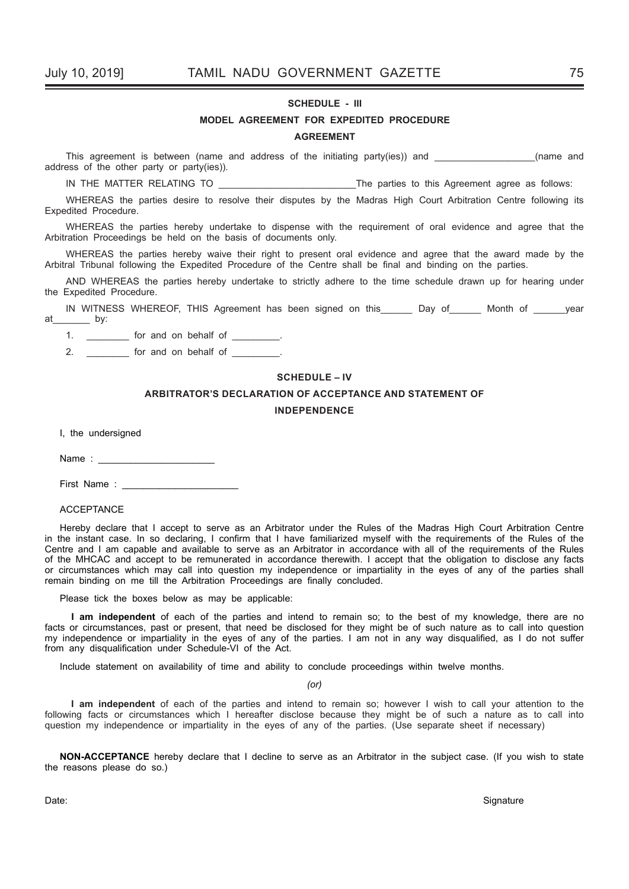## SCHEDULE - III

### MODEL AGREEMENT FOR EXPEDITED PROCEDURE

### AGREEMENT

This agreement is between (name and address of the initiating party(ies)) and ___________________(name and address of the other party or party(ies)).

IN THE MATTER RELATING TO __________________________The parties to this Agreement agree as follows:

WHEREAS the parties desire to resolve their disputes by the Madras High Court Arbitration Centre following its Expedited Procedure.

WHEREAS the parties hereby undertake to dispense with the requirement of oral evidence and agree that the Arbitration Proceedings be held on the basis of documents only.

WHEREAS the parties hereby waive their right to present oral evidence and agree that the award made by the Arbitral Tribunal following the Expedited Procedure of the Centre shall be final and binding on the parties.

AND WHEREAS the parties hereby undertake to strictly adhere to the time schedule drawn up for hearing under the Expedited Procedure.

IN WITNESS WHEREOF, THIS Agreement has been signed on this______ Day of______ Month of ______year at_______ by:

1. ________ for and on behalf of _________.
2. ________ for and on behalf of _________.

## SCHEDULE – IV

### ARBITRATOR'S DECLARATION OF ACCEPTANCE AND STATEMENT OF INDEPENDENCE

I, the undersigned

Name : ______________________

First Name : ______________________

ACCEPTANCE

Hereby declare that I accept to serve as an Arbitrator under the Rules of the Madras High Court Arbitration Centre in the instant case. In so declaring, I confirm that I have familiarized myself with the requirements of the Rules of the Centre and I am capable and available to serve as an Arbitrator in accordance with all of the requirements of the Rules of the MHCAC and accept to be remunerated in accordance therewith. I accept that the obligation to disclose any facts or circumstances which may call into question my independence or impartiality in the eyes of any of the parties shall remain binding on me till the Arbitration Proceedings are finally concluded.

Please tick the boxes below as may be applicable:

**I am independent** of each of the parties and intend to remain so; to the best of my knowledge, there are no facts or circumstances, past or present, that need be disclosed for they might be of such nature as to call into question my independence or impartiality in the eyes of any of the parties. I am not in any way disqualified, as I do not suffer from any disqualification under Schedule-VI of the Act.

Include statement on availability of time and ability to conclude proceedings within twelve months.

*(or)*

**I am independent** of each of the parties and intend to remain so; however I wish to call your attention to the following facts or circumstances which I hereafter disclose because they might be of such a nature as to call into question my independence or impartiality in the eyes of any of the parties. (Use separate sheet if necessary)

**NON-ACCEPTANCE** hereby declare that I decline to serve as an Arbitrator in the subject case. (If you wish to state the reasons please do so.)

Date: Signature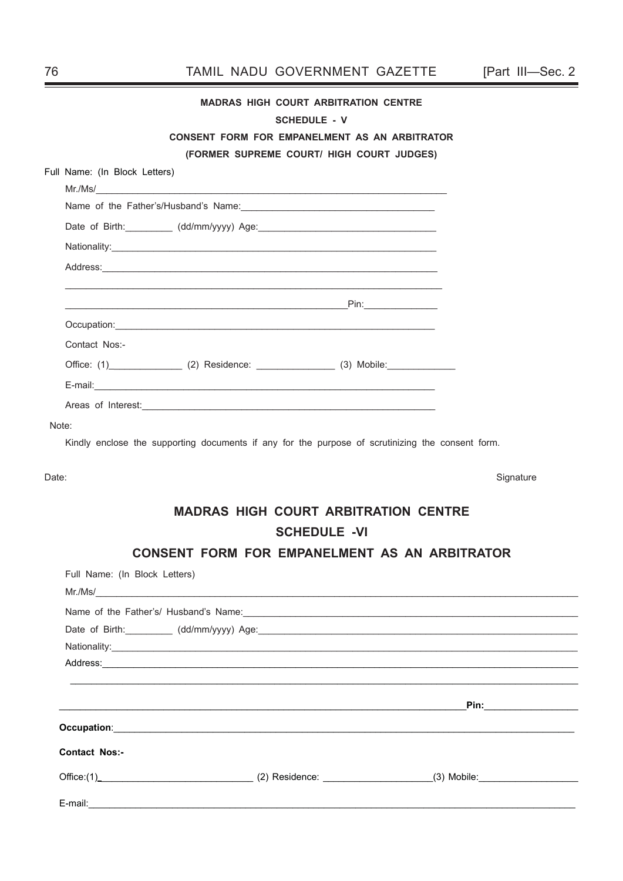**MADRAS HIGH COURT ARBITRATION CENTRE**

**SCHEDULE - V**

**CONSENT FORM FOR EMPANELMENT AS AN ARBITRATOR**

**(FORMER SUPREME COURT/ HIGH COURT JUDGES)**

Full Name: (In Block Letters)

Mr./Ms/______________________________________________________________

Name of the Father's/Husband's Name:___________________________________

Date of Birth:_________ (dd/mm/yyyy) Age:________________________________

Nationality:___________________________________________________________

Address:_____________________________________________________________

______________________________________________________________________

____________________________________________________Pin:______________

Occupation:___________________________________________________________

Contact Nos:-

Office: (1)______________ (2) Residence: _______________ (3) Mobile:_____________

E-mail:_______________________________________________________________

Areas of Interest:______________________________________________________

Note:

Kindly enclose the supporting documents if any for the purpose of scrutinizing the consent form.

Date: Signature

## MADRAS HIGH COURT ARBITRATION CENTRE

## SCHEDULE -VI

## CONSENT FORM FOR EMPANELMENT AS AN ARBITRATOR

Full Name: (In Block Letters)

Mr./Ms/______________________________________________________________

Name of the Father's/ Husband's Name:___________________________________

Date of Birth:_________ (dd/mm/yyyy) Age:________________________________

Nationality:___________________________________________________________

Address:_____________________________________________________________

______________________________________________________________________

______________________________________________________________________**Pin:**_________________

**Occupation**:___________________________________________________________

**Contact Nos:-**

Office:(1)____________________________ (2) Residence: ___________________(3) Mobile:___________________

E-mail:_______________________________________________________________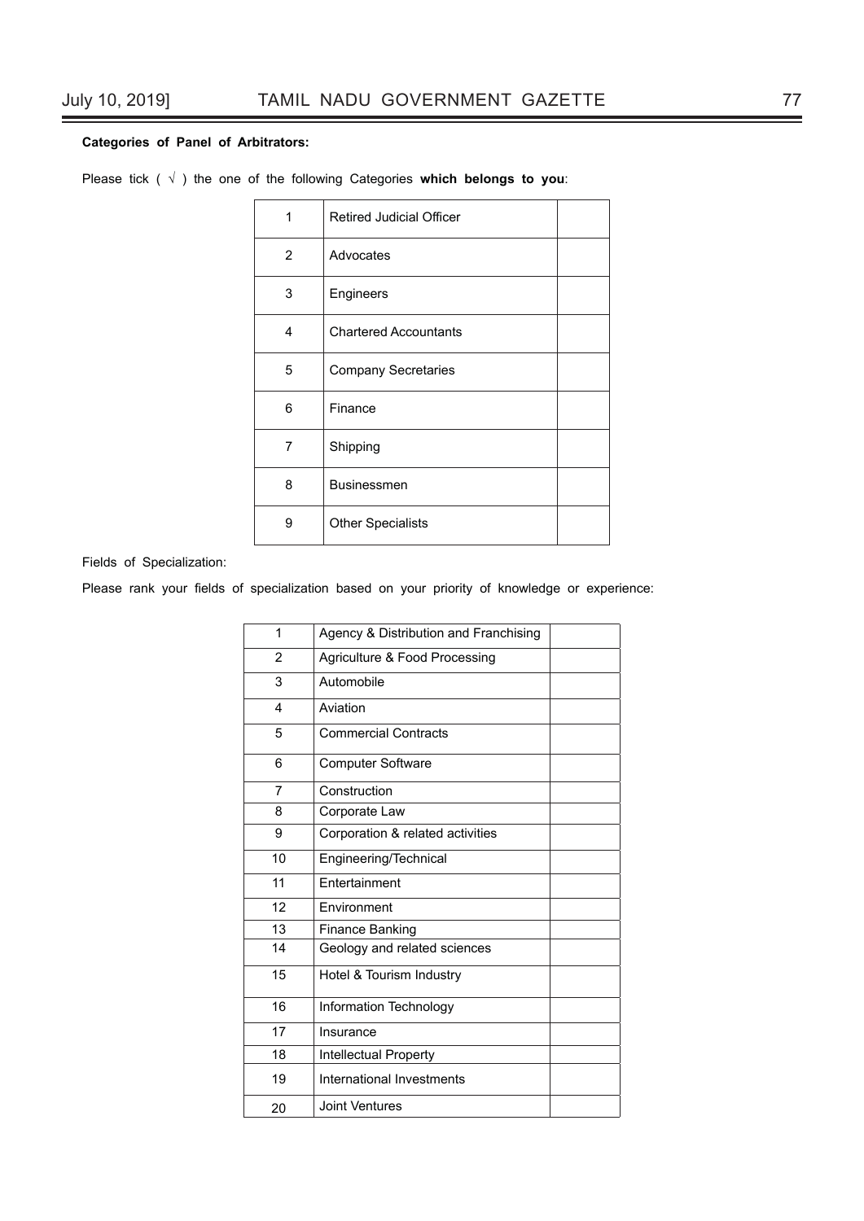**Categories of Panel of Arbitrators:**

Please tick ( √ ) the one of the following Categories **which belongs to you**:

| | | |
|---|---|---|
| 1 | Retired Judicial Officer | |
| 2 | Advocates | |
| 3 | Engineers | |
| 4 | Chartered Accountants | |
| 5 | Company Secretaries | |
| 6 | Finance | |
| 7 | Shipping | |
| 8 | Businessmen | |
| 9 | Other Specialists | |

Fields of Specialization:

Please rank your fields of specialization based on your priority of knowledge or experience:

| | | |
|---|---|---|
| 1 | Agency & Distribution and Franchising | |
| 2 | Agriculture & Food Processing | |
| 3 | Automobile | |
| 4 | Aviation | |
| 5 | Commercial Contracts | |
| 6 | Computer Software | |
| 7 | Construction | |
| 8 | Corporate Law | |
| 9 | Corporation & related activities | |
| 10 | Engineering/Technical | |
| 11 | Entertainment | |
| 12 | Environment | |
| 13 | Finance Banking | |
| 14 | Geology and related sciences | |
| 15 | Hotel & Tourism Industry | |
| 16 | Information Technology | |
| 17 | Insurance | |
| 18 | Intellectual Property | |
| 19 | International Investments | |
| 20 | Joint Ventures | |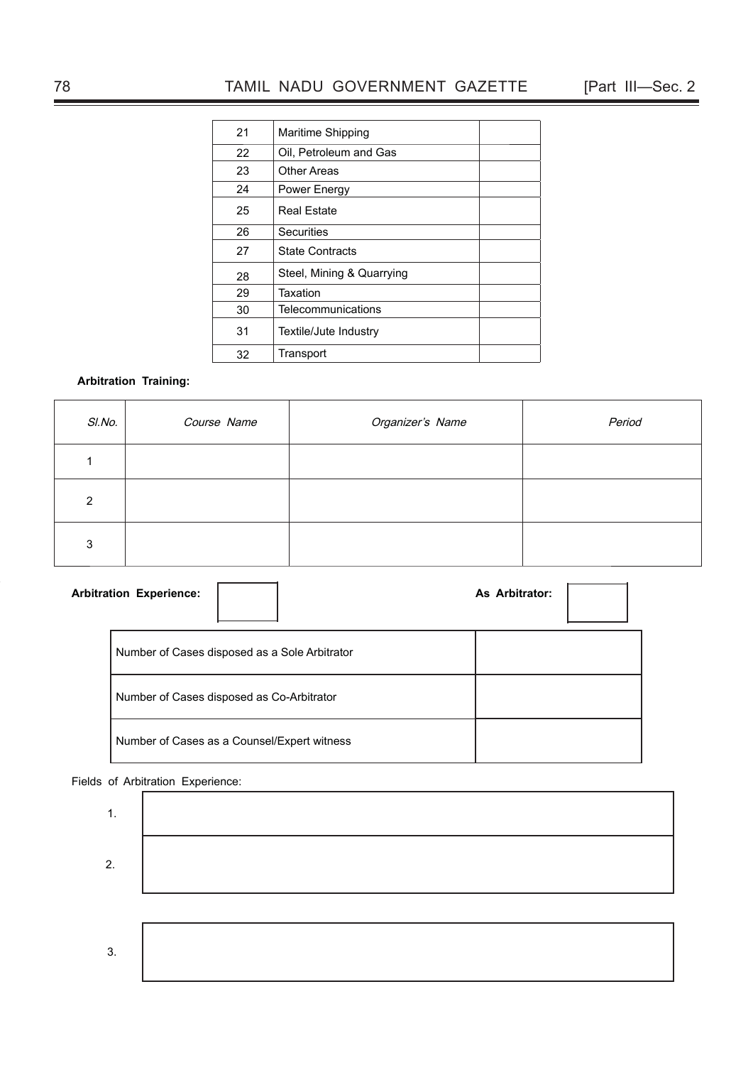| | | |
|---|---|---|
| 21 | Maritime Shipping | |
| 22 | Oil, Petroleum and Gas | |
| 23 | Other Areas | |
| 24 | Power Energy | |
| 25 | Real Estate | |
| 26 | Securities | |
| 27 | State Contracts | |
| 28 | Steel, Mining & Quarrying | |
| 29 | Taxation | |
| 30 | Telecommunications | |
| 31 | Textile/Jute Industry | |
| 32 | Transport | |

**Arbitration Training:**

| *Sl.No.* | *Course Name* | *Organizer's Name* | *Period* |
|---|---|---|---|
| 1 | | | |
| 2 | | | |
| 3 | | | |

**Arbitration Experience:** [ ] **As Arbitrator:** [ ]

| | |
|---|---|
| Number of Cases disposed as a Sole Arbitrator | |
| Number of Cases disposed as Co-Arbitrator | |
| Number of Cases as a Counsel/Expert witness | |

Fields of Arbitration Experience:

| | |
|---|---|
| 1. | |
| 2. | |
| 3. | |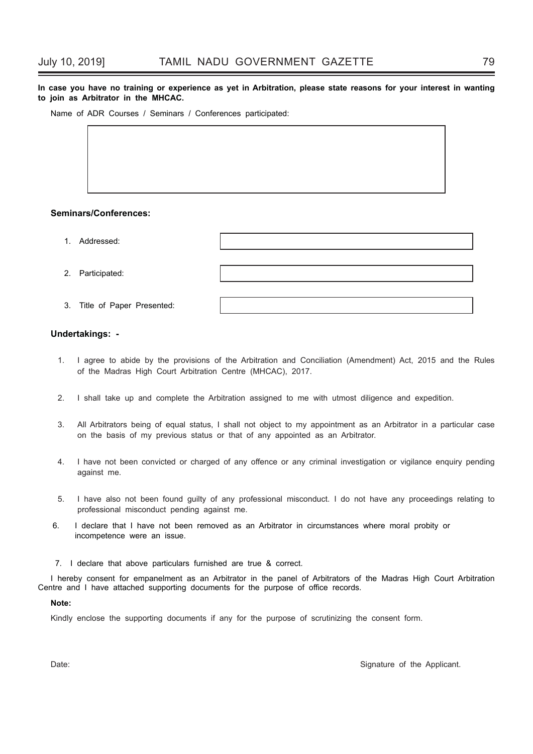**In case you have no training or experience as yet in Arbitration, please state reasons for your interest in wanting to join as Arbitrator in the MHCAC.**

Name of ADR Courses / Seminars / Conferences participated:

**Seminars/Conferences:**

1. Addressed:
2. Participated:
3. Title of Paper Presented:

**Undertakings: -**

1. I agree to abide by the provisions of the Arbitration and Conciliation (Amendment) Act, 2015 and the Rules of the Madras High Court Arbitration Centre (MHCAC), 2017.
2. I shall take up and complete the Arbitration assigned to me with utmost diligence and expedition.
3. All Arbitrators being of equal status, I shall not object to my appointment as an Arbitrator in a particular case on the basis of my previous status or that of any appointed as an Arbitrator.
4. I have not been convicted or charged of any offence or any criminal investigation or vigilance enquiry pending against me.
5. I have also not been found guilty of any professional misconduct. I do not have any proceedings relating to professional misconduct pending against me.
6. I declare that I have not been removed as an Arbitrator in circumstances where moral probity or incompetence were an issue.
7. I declare that above particulars furnished are true & correct.

I hereby consent for empanelment as an Arbitrator in the panel of Arbitrators of the Madras High Court Arbitration Centre and I have attached supporting documents for the purpose of office records.

**Note:**

Kindly enclose the supporting documents if any for the purpose of scrutinizing the consent form.

Date:

Signature of the Applicant.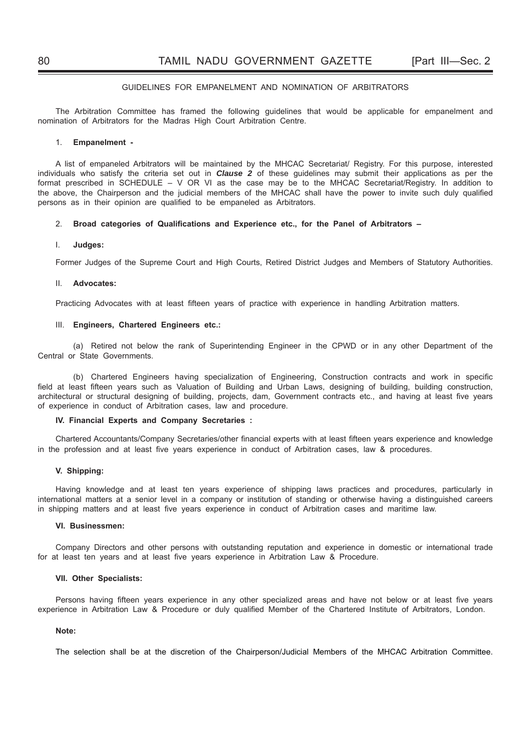## GUIDELINES FOR EMPANELMENT AND NOMINATION OF ARBITRATORS

The Arbitration Committee has framed the following guidelines that would be applicable for empanelment and nomination of Arbitrators for the Madras High Court Arbitration Centre.

1. **Empanelment -**

A list of empaneled Arbitrators will be maintained by the MHCAC Secretariat/ Registry. For this purpose, interested individuals who satisfy the criteria set out in ***Clause 2*** of these guidelines may submit their applications as per the format prescribed in SCHEDULE – V OR VI as the case may be to the MHCAC Secretariat/Registry. In addition to the above, the Chairperson and the judicial members of the MHCAC shall have the power to invite such duly qualified persons as in their opinion are qualified to be empaneled as Arbitrators.

2. **Broad categories of Qualifications and Experience etc., for the Panel of Arbitrators –**

I. **Judges:**

Former Judges of the Supreme Court and High Courts, Retired District Judges and Members of Statutory Authorities.

II. **Advocates:**

Practicing Advocates with at least fifteen years of practice with experience in handling Arbitration matters.

III. **Engineers, Chartered Engineers etc.:**

(a) Retired not below the rank of Superintending Engineer in the CPWD or in any other Department of the Central or State Governments.

(b) Chartered Engineers having specialization of Engineering, Construction contracts and work in specific field at least fifteen years such as Valuation of Building and Urban Laws, designing of building, building construction, architectural or structural designing of building, projects, dam, Government contracts etc., and having at least five years of experience in conduct of Arbitration cases, law and procedure.

**IV. Financial Experts and Company Secretaries :**

Chartered Accountants/Company Secretaries/other financial experts with at least fifteen years experience and knowledge in the profession and at least five years experience in conduct of Arbitration cases, law & procedures.

**V. Shipping:**

Having knowledge and at least ten years experience of shipping laws practices and procedures, particularly in international matters at a senior level in a company or institution of standing or otherwise having a distinguished careers in shipping matters and at least five years experience in conduct of Arbitration cases and maritime law.

**VI. Businessmen:**

Company Directors and other persons with outstanding reputation and experience in domestic or international trade for at least ten years and at least five years experience in Arbitration Law & Procedure.

**VII. Other Specialists:**

Persons having fifteen years experience in any other specialized areas and have not below or at least five years experience in Arbitration Law & Procedure or duly qualified Member of the Chartered Institute of Arbitrators, London.

**Note:**

The selection shall be at the discretion of the Chairperson/Judicial Members of the MHCAC Arbitration Committee.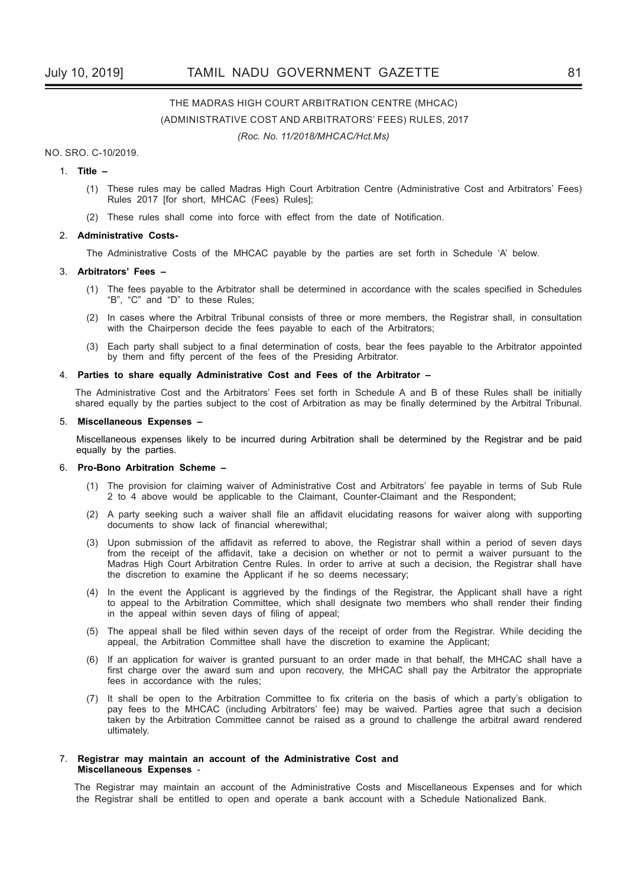# THE MADRAS HIGH COURT ARBITRATION CENTRE (MHCAC)

## (ADMINISTRATIVE COST AND ARBITRATORS' FEES) RULES, 2017

*(Roc. No. 11/2018/MHCAC/Hct.Ms)*

NO. SRO. C-10/2019.

1. **Title –**

   (1) These rules may be called Madras High Court Arbitration Centre (Administrative Cost and Arbitrators' Fees) Rules 2017 [for short, MHCAC (Fees) Rules];

   (2) These rules shall come into force with effect from the date of Notification.

2. **Administrative Costs-**

   The Administrative Costs of the MHCAC payable by the parties are set forth in Schedule 'A' below.

3. **Arbitrators' Fees –**

   (1) The fees payable to the Arbitrator shall be determined in accordance with the scales specified in Schedules "B", "C" and "D" to these Rules;

   (2) In cases where the Arbitral Tribunal consists of three or more members, the Registrar shall, in consultation with the Chairperson decide the fees payable to each of the Arbitrators;

   (3) Each party shall subject to a final determination of costs, bear the fees payable to the Arbitrator appointed by them and fifty percent of the fees of the Presiding Arbitrator.

4. **Parties to share equally Administrative Cost and Fees of the Arbitrator –**

   The Administrative Cost and the Arbitrators' Fees set forth in Schedule A and B of these Rules shall be initially shared equally by the parties subject to the cost of Arbitration as may be finally determined by the Arbitral Tribunal.

5. **Miscellaneous Expenses –**

   Miscellaneous expenses likely to be incurred during Arbitration shall be determined by the Registrar and be paid equally by the parties.

6. **Pro-Bono Arbitration Scheme –**

   (1) The provision for claiming waiver of Administrative Cost and Arbitrators' fee payable in terms of Sub Rule 2 to 4 above would be applicable to the Claimant, Counter-Claimant and the Respondent;

   (2) A party seeking such a waiver shall file an affidavit elucidating reasons for waiver along with supporting documents to show lack of financial wherewithal;

   (3) Upon submission of the affidavit as referred to above, the Registrar shall within a period of seven days from the receipt of the affidavit, take a decision on whether or not to permit a waiver pursuant to the Madras High Court Arbitration Centre Rules. In order to arrive at such a decision, the Registrar shall have the discretion to examine the Applicant if he so deems necessary;

   (4) In the event the Applicant is aggrieved by the findings of the Registrar, the Applicant shall have a right to appeal to the Arbitration Committee, which shall designate two members who shall render their finding in the appeal within seven days of filing of appeal;

   (5) The appeal shall be filed within seven days of the receipt of order from the Registrar. While deciding the appeal, the Arbitration Committee shall have the discretion to examine the Applicant;

   (6) If an application for waiver is granted pursuant to an order made in that behalf, the MHCAC shall have a first charge over the award sum and upon recovery, the MHCAC shall pay the Arbitrator the appropriate fees in accordance with the rules;

   (7) It shall be open to the Arbitration Committee to fix criteria on the basis of which a party's obligation to pay fees to the MHCAC (including Arbitrators' fee) may be waived. Parties agree that such a decision taken by the Arbitration Committee cannot be raised as a ground to challenge the arbitral award rendered ultimately.

7. **Registrar may maintain an account of the Administrative Cost and Miscellaneous Expenses** -

   The Registrar may maintain an account of the Administrative Costs and Miscellaneous Expenses and for which the Registrar shall be entitled to open and operate a bank account with a Schedule Nationalized Bank.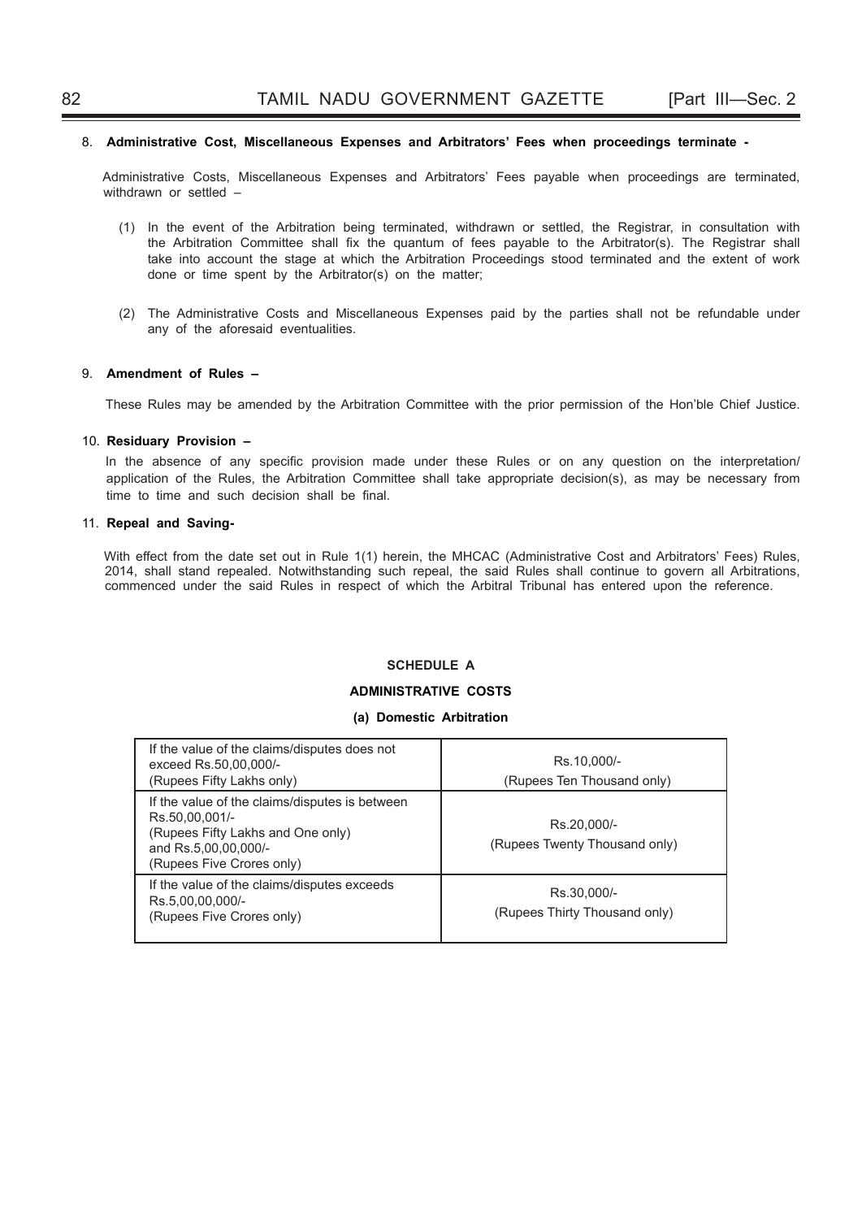8. **Administrative Cost, Miscellaneous Expenses and Arbitrators' Fees when proceedings terminate -**

Administrative Costs, Miscellaneous Expenses and Arbitrators' Fees payable when proceedings are terminated, withdrawn or settled –

(1) In the event of the Arbitration being terminated, withdrawn or settled, the Registrar, in consultation with the Arbitration Committee shall fix the quantum of fees payable to the Arbitrator(s). The Registrar shall take into account the stage at which the Arbitration Proceedings stood terminated and the extent of work done or time spent by the Arbitrator(s) on the matter;

(2) The Administrative Costs and Miscellaneous Expenses paid by the parties shall not be refundable under any of the aforesaid eventualities.

9. **Amendment of Rules –**

These Rules may be amended by the Arbitration Committee with the prior permission of the Hon'ble Chief Justice.

10. **Residuary Provision –**

In the absence of any specific provision made under these Rules or on any question on the interpretation/ application of the Rules, the Arbitration Committee shall take appropriate decision(s), as may be necessary from time to time and such decision shall be final.

11. **Repeal and Saving-**

With effect from the date set out in Rule 1(1) herein, the MHCAC (Administrative Cost and Arbitrators' Fees) Rules, 2014, shall stand repealed. Notwithstanding such repeal, the said Rules shall continue to govern all Arbitrations, commenced under the said Rules in respect of which the Arbitral Tribunal has entered upon the reference.

## SCHEDULE A

### ADMINISTRATIVE COSTS

#### (a) Domestic Arbitration

| Value of the claims/disputes | Administrative Costs |
|---|---|
| If the value of the claims/disputes does not exceed Rs.50,00,000/- (Rupees Fifty Lakhs only) | Rs.10,000/- (Rupees Ten Thousand only) |
| If the value of the claims/disputes is between Rs.50,00,001/- (Rupees Fifty Lakhs and One only) and Rs.5,00,00,000/- (Rupees Five Crores only) | Rs.20,000/- (Rupees Twenty Thousand only) |
| If the value of the claims/disputes exceeds Rs.5,00,00,000/- (Rupees Five Crores only) | Rs.30,000/- (Rupees Thirty Thousand only) |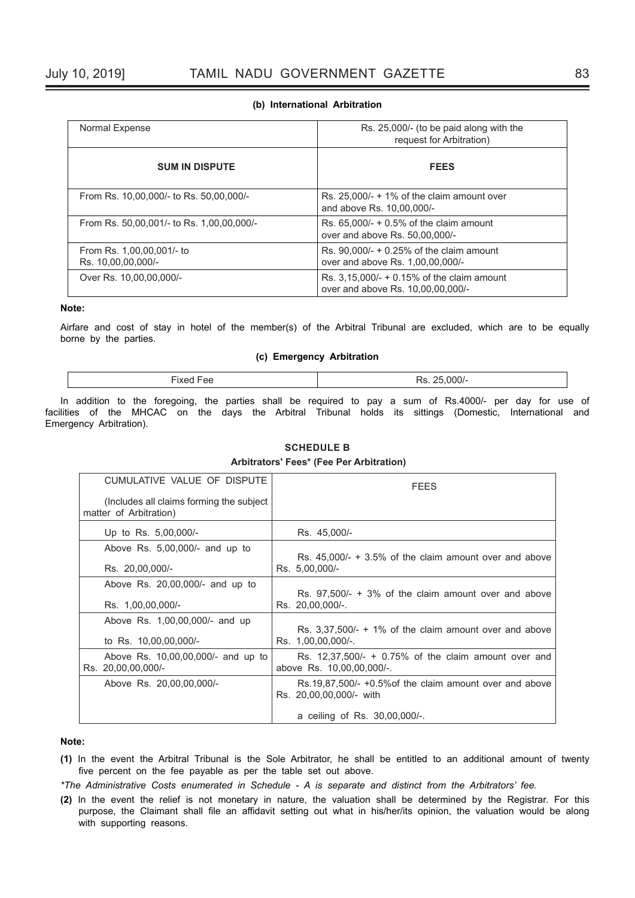### (b) International Arbitration

| Normal Expense | Rs. 25,000/- (to be paid along with the request for Arbitration) |
|---|---|
| **SUM IN DISPUTE** | **FEES** |
| From Rs. 10,00,000/- to Rs. 50,00,000/- | Rs. 25,000/- + 1% of the claim amount over and above Rs. 10,00,000/- |
| From Rs. 50,00,001/- to Rs. 1,00,00,000/- | Rs. 65,000/- + 0.5% of the claim amount over and above Rs. 50,00,000/- |
| From Rs. 1,00,00,001/- to Rs. 10,00,00,000/- | Rs. 90,000/- + 0.25% of the claim amount over and above Rs. 1,00,00,000/- |
| Over Rs. 10,00,00,000/- | Rs. 3,15,000/- + 0.15% of the claim amount over and above Rs. 10,00,00,000/- |

**Note:**

Airfare and cost of stay in hotel of the member(s) of the Arbitral Tribunal are excluded, which are to be equally borne by the parties.

### (c) Emergency Arbitration

| Fixed Fee | Rs. 25,000/- |
|---|---|

In addition to the foregoing, the parties shall be required to pay a sum of Rs.4000/- per day for use of facilities of the MHCAC on the days the Arbitral Tribunal holds its sittings (Domestic, International and Emergency Arbitration).

## SCHEDULE B

### Arbitrators' Fees* (Fee Per Arbitration)

| CUMULATIVE VALUE OF DISPUTE (Includes all claims forming the subject matter of Arbitration) | FEES |
|---|---|
| Up to Rs. 5,00,000/- | Rs. 45,000/- |
| Above Rs. 5,00,000/- and up to Rs. 20,00,000/- | Rs. 45,000/- + 3.5% of the claim amount over and above Rs. 5,00,000/- |
| Above Rs. 20,00,000/- and up to Rs. 1,00,00,000/- | Rs. 97,500/- + 3% of the claim amount over and above Rs. 20,00,000/-. |
| Above Rs. 1,00,00,000/- and up to Rs. 10,00,00,000/- | Rs. 3,37,500/- + 1% of the claim amount over and above Rs. 1,00,00,000/-. |
| Above Rs. 10,00,00,000/- and up to Rs. 20,00,00,000/- | Rs. 12,37,500/- + 0.75% of the claim amount over and above Rs. 10,00,00,000/-. |
| Above Rs. 20,00,00,000/- | Rs.19,87,500/- +0.5%of the claim amount over and above Rs. 20,00,00,000/- with a ceiling of Rs. 30,00,000/-. |

**Note:**

**(1)** In the event the Arbitral Tribunal is the Sole Arbitrator, he shall be entitled to an additional amount of twenty five percent on the fee payable as per the table set out above.

*\*The Administrative Costs enumerated in Schedule - A is separate and distinct from the Arbitrators' fee.*

**(2)** In the event the relief is not monetary in nature, the valuation shall be determined by the Registrar. For this purpose, the Claimant shall file an affidavit setting out what in his/her/its opinion, the valuation would be along with supporting reasons.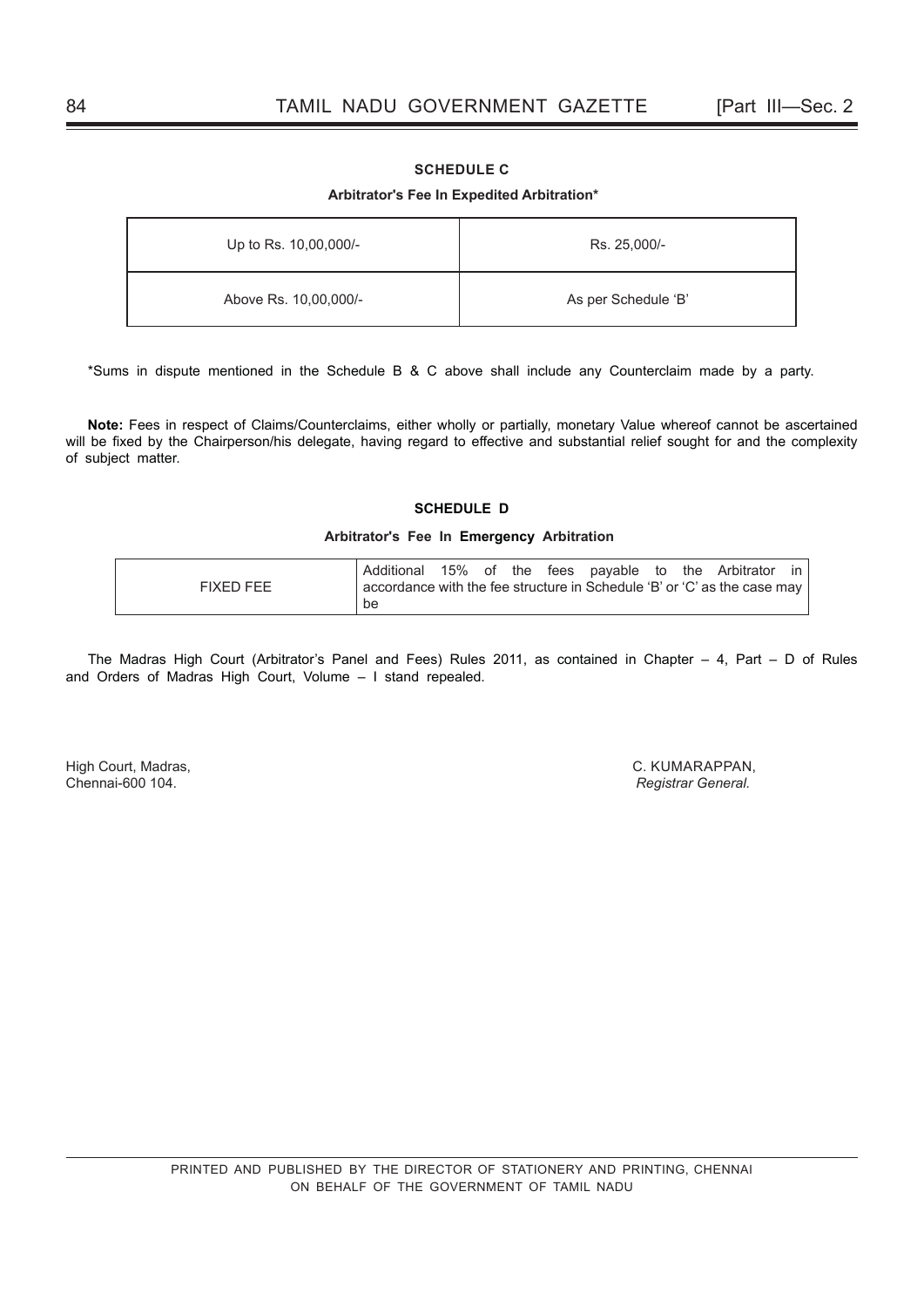### SCHEDULE C

**Arbitrator's Fee In Expedited Arbitration***

| | |
|---|---|
| Up to Rs. 10,00,000/- | Rs. 25,000/- |
| Above Rs. 10,00,000/- | As per Schedule 'B' |

*Sums in dispute mentioned in the Schedule B & C above shall include any Counterclaim made by a party.

**Note:** Fees in respect of Claims/Counterclaims, either wholly or partially, monetary Value whereof cannot be ascertained will be fixed by the Chairperson/his delegate, having regard to effective and substantial relief sought for and the complexity of subject matter.

### SCHEDULE D

**Arbitrator's Fee In Emergency Arbitration**

| | |
|---|---|
| FIXED FEE | Additional 15% of the fees payable to the Arbitrator in accordance with the fee structure in Schedule 'B' or 'C' as the case may be |

The Madras High Court (Arbitrator's Panel and Fees) Rules 2011, as contained in Chapter – 4, Part – D of Rules and Orders of Madras High Court, Volume – I stand repealed.

High Court, Madras,
Chennai-600 104.

C. KUMARAPPAN,
*Registrar General.*

PRINTED AND PUBLISHED BY THE DIRECTOR OF STATIONERY AND PRINTING, CHENNAI ON BEHALF OF THE GOVERNMENT OF TAMIL NADU